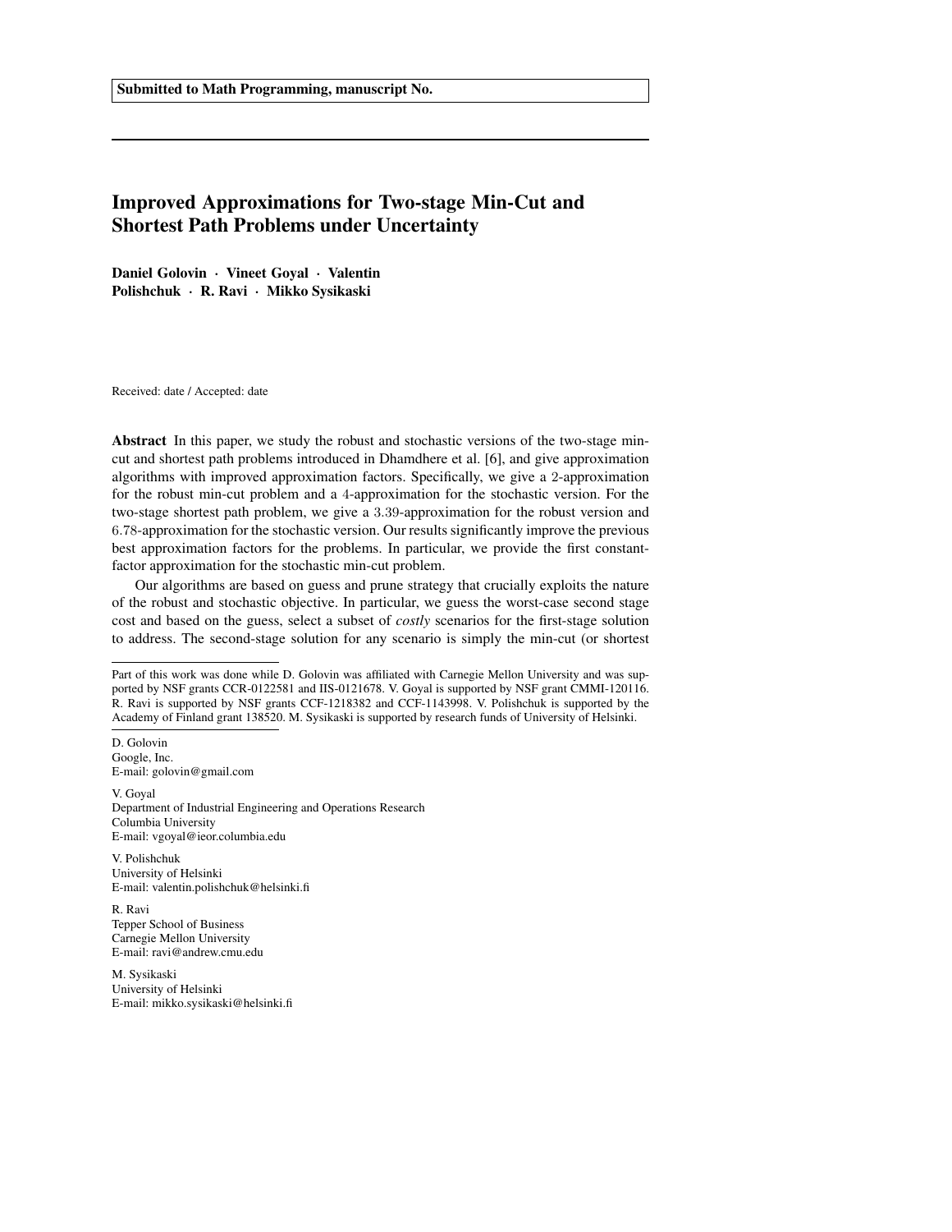**Submitted to Math Programming, manuscript No.**

# Improved Approximations for Two-stage Min-Cut and Shortest Path Problems under Uncertainty

**Daniel Golovin · Vineet Goyal · Valentin Polishchuk · R. Ravi · Mikko Sysikaski**

Received: date / Accepted: date

**Abstract** In this paper, we study the robust and stochastic versions of the two-stage min-cut and shortest path problems introduced in Dhamdhere et al. [6], and give approximation algorithms with improved approximation factors. Specifically, we give a 2-approximation for the robust min-cut problem and a 4-approximation for the stochastic version. For the two-stage shortest path problem, we give a 3.39-approximation for the robust version and 6.78-approximation for the stochastic version. Our results significantly improve the previous best approximation factors for the problems. In particular, we provide the first constant-factor approximation for the stochastic min-cut problem.

Our algorithms are based on guess and prune strategy that crucially exploits the nature of the robust and stochastic objective. In particular, we guess the worst-case second stage cost and based on the guess, select a subset of *costly* scenarios for the first-stage solution to address. The second-stage solution for any scenario is simply the min-cut (or shortest

---

Part of this work was done while D. Golovin was affiliated with Carnegie Mellon University and was supported by NSF grants CCR-0122581 and IIS-0121678. V. Goyal is supported by NSF grant CMMI-120116. R. Ravi is supported by NSF grants CCF-1218382 and CCF-1143998. V. Polishchuk is supported by the Academy of Finland grant 138520. M. Sysikaski is supported by research funds of University of Helsinki.

D. Golovin
Google, Inc.
E-mail: golovin@gmail.com

V. Goyal
Department of Industrial Engineering and Operations Research
Columbia University
E-mail: vgoyal@ieor.columbia.edu

V. Polishchuk
University of Helsinki
E-mail: valentin.polishchuk@helsinki.fi

R. Ravi
Tepper School of Business
Carnegie Mellon University
E-mail: ravi@andrew.cmu.edu

M. Sysikaski
University of Helsinki
E-mail: mikko.sysikaski@helsinki.fi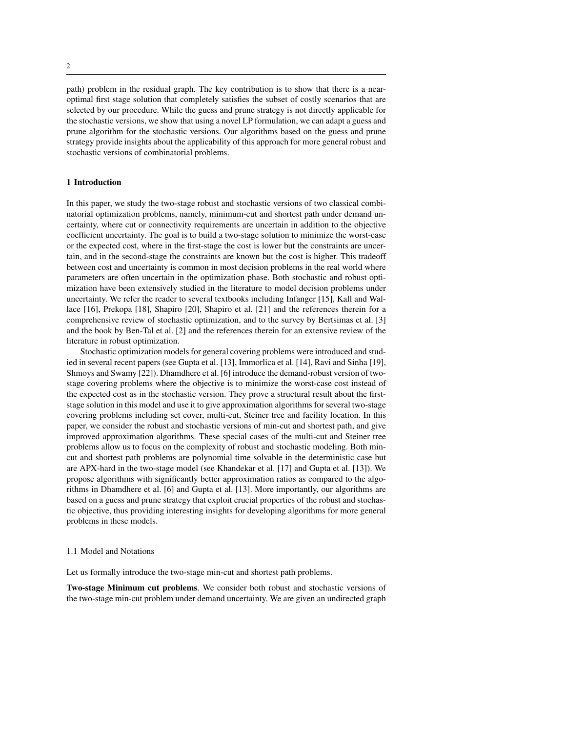path) problem in the residual graph. The key contribution is to show that there is a near-optimal first stage solution that completely satisfies the subset of costly scenarios that are selected by our procedure. While the guess and prune strategy is not directly applicable for the stochastic versions, we show that using a novel LP formulation, we can adapt a guess and prune algorithm for the stochastic versions. Our algorithms based on the guess and prune strategy provide insights about the applicability of this approach for more general robust and stochastic versions of combinatorial problems.

## 1 Introduction

In this paper, we study the two-stage robust and stochastic versions of two classical combinatorial optimization problems, namely, minimum-cut and shortest path under demand uncertainty, where cut or connectivity requirements are uncertain in addition to the objective coefficient uncertainty. The goal is to build a two-stage solution to minimize the worst-case or the expected cost, where in the first-stage the cost is lower but the constraints are uncertain, and in the second-stage the constraints are known but the cost is higher. This tradeoff between cost and uncertainty is common in most decision problems in the real world where parameters are often uncertain in the optimization phase. Both stochastic and robust optimization have been extensively studied in the literature to model decision problems under uncertainty. We refer the reader to several textbooks including Infanger [15], Kall and Wallace [16], Prekopa [18], Shapiro [20], Shapiro et al. [21] and the references therein for a comprehensive review of stochastic optimization, and to the survey by Bertsimas et al. [3] and the book by Ben-Tal et al. [2] and the references therein for an extensive review of the literature in robust optimization.

Stochastic optimization models for general covering problems were introduced and studied in several recent papers (see Gupta et al. [13], Immorlica et al. [14], Ravi and Sinha [19], Shmoys and Swamy [22]). Dhamdhere et al. [6] introduce the demand-robust version of two-stage covering problems where the objective is to minimize the worst-case cost instead of the expected cost as in the stochastic version. They prove a structural result about the first-stage solution in this model and use it to give approximation algorithms for several two-stage covering problems including set cover, multi-cut, Steiner tree and facility location. In this paper, we consider the robust and stochastic versions of min-cut and shortest path, and give improved approximation algorithms. These special cases of the multi-cut and Steiner tree problems allow us to focus on the complexity of robust and stochastic modeling. Both min-cut and shortest path problems are polynomial time solvable in the deterministic case but are APX-hard in the two-stage model (see Khandekar et al. [17] and Gupta et al. [13]). We propose algorithms with significantly better approximation ratios as compared to the algorithms in Dhamdhere et al. [6] and Gupta et al. [13]. More importantly, our algorithms are based on a guess and prune strategy that exploit crucial properties of the robust and stochastic objective, thus providing interesting insights for developing algorithms for more general problems in these models.

### 1.1 Model and Notations

Let us formally introduce the two-stage min-cut and shortest path problems.

**Two-stage Minimum cut problems**. We consider both robust and stochastic versions of the two-stage min-cut problem under demand uncertainty. We are given an undirected graph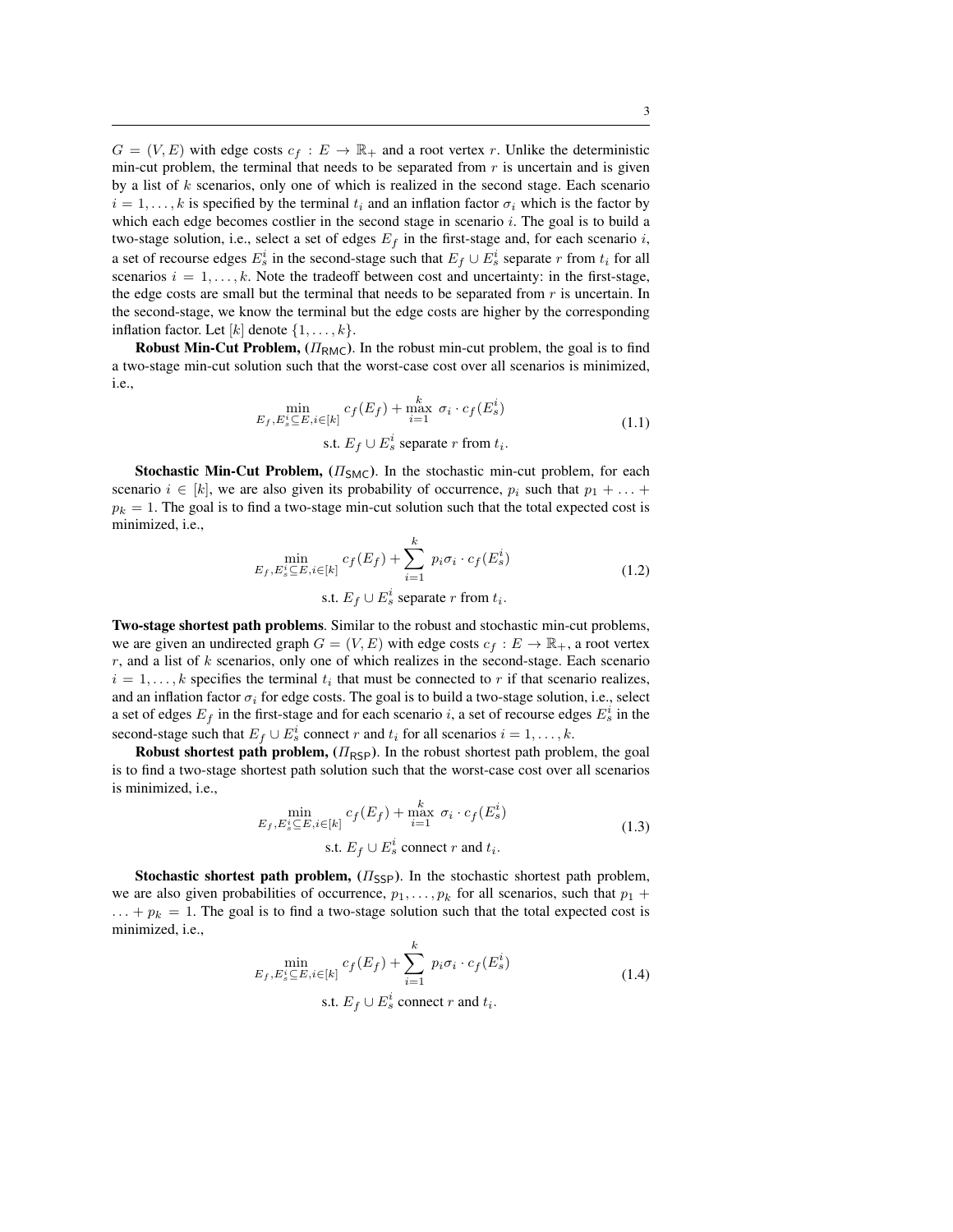$G = (V, E)$ with edge costs $c_f : E \to \mathbb{R}_+$ and a root vertex $r$. Unlike the deterministic min-cut problem, the terminal that needs to be separated from $r$ is uncertain and is given by a list of $k$ scenarios, only one of which is realized in the second stage. Each scenario $i = 1, \ldots, k$ is specified by the terminal $t_i$ and an inflation factor $\sigma_i$ which is the factor by which each edge becomes costlier in the second stage in scenario $i$. The goal is to build a two-stage solution, i.e., select a set of edges $E_f$ in the first-stage and, for each scenario $i$, a set of recourse edges $E_s^i$ in the second-stage such that $E_f \cup E_s^i$ separate $r$ from $t_i$ for all scenarios $i = 1, \ldots, k$. Note the tradeoff between cost and uncertainty: in the first-stage, the edge costs are small but the terminal that needs to be separated from $r$ is uncertain. In the second-stage, we know the terminal but the edge costs are higher by the corresponding inflation factor. Let $[k]$ denote $\{1, \ldots, k\}$.

**Robust Min-Cut Problem, ($\Pi_{\mathsf{RMC}}$).** In the robust min-cut problem, the goal is to find a two-stage min-cut solution such that the worst-case cost over all scenarios is minimized, i.e.,

$$\begin{aligned} \min_{E_f, E_s^i \subseteq E, i \in [k]} \; & c_f(E_f) + \max_{i=1}^{k} \; \sigma_i \cdot c_f(E_s^i) \\ \text{s.t. } & E_f \cup E_s^i \text{ separate } r \text{ from } t_i. \end{aligned} \tag{1.1}$$

**Stochastic Min-Cut Problem, ($\Pi_{\mathsf{SMC}}$).** In the stochastic min-cut problem, for each scenario $i \in [k]$, we are also given its probability of occurrence, $p_i$ such that $p_1 + \ldots + p_k = 1$. The goal is to find a two-stage min-cut solution such that the total expected cost is minimized, i.e.,

$$\begin{aligned} \min_{E_f, E_s^i \subseteq E, i \in [k]} \; & c_f(E_f) + \sum_{i=1}^{k} \; p_i \sigma_i \cdot c_f(E_s^i) \\ \text{s.t. } & E_f \cup E_s^i \text{ separate } r \text{ from } t_i. \end{aligned} \tag{1.2}$$

**Two-stage shortest path problems**. Similar to the robust and stochastic min-cut problems, we are given an undirected graph $G = (V, E)$ with edge costs $c_f : E \to \mathbb{R}_+$, a root vertex $r$, and a list of $k$ scenarios, only one of which realizes in the second-stage. Each scenario $i = 1, \ldots, k$ specifies the terminal $t_i$ that must be connected to $r$ if that scenario realizes, and an inflation factor $\sigma_i$ for edge costs. The goal is to build a two-stage solution, i.e., select a set of edges $E_f$ in the first-stage and for each scenario $i$, a set of recourse edges $E_s^i$ in the second-stage such that $E_f \cup E_s^i$ connect $r$ and $t_i$ for all scenarios $i = 1, \ldots, k$.

**Robust shortest path problem, ($\Pi_{\mathsf{RSP}}$).** In the robust shortest path problem, the goal is to find a two-stage shortest path solution such that the worst-case cost over all scenarios is minimized, i.e.,

$$\begin{aligned} \min_{E_f, E_s^i \subseteq E, i \in [k]} \; & c_f(E_f) + \max_{i=1}^{k} \; \sigma_i \cdot c_f(E_s^i) \\ \text{s.t. } & E_f \cup E_s^i \text{ connect } r \text{ and } t_i. \end{aligned} \tag{1.3}$$

**Stochastic shortest path problem, ($\Pi_{\mathsf{SSP}}$).** In the stochastic shortest path problem, we are also given probabilities of occurrence, $p_1, \ldots, p_k$ for all scenarios, such that $p_1 + \ldots + p_k = 1$. The goal is to find a two-stage solution such that the total expected cost is minimized, i.e.,

$$\begin{aligned} \min_{E_f, E_s^i \subseteq E, i \in [k]} \; & c_f(E_f) + \sum_{i=1}^{k} \; p_i \sigma_i \cdot c_f(E_s^i) \\ \text{s.t. } & E_f \cup E_s^i \text{ connect } r \text{ and } t_i. \end{aligned} \tag{1.4}$$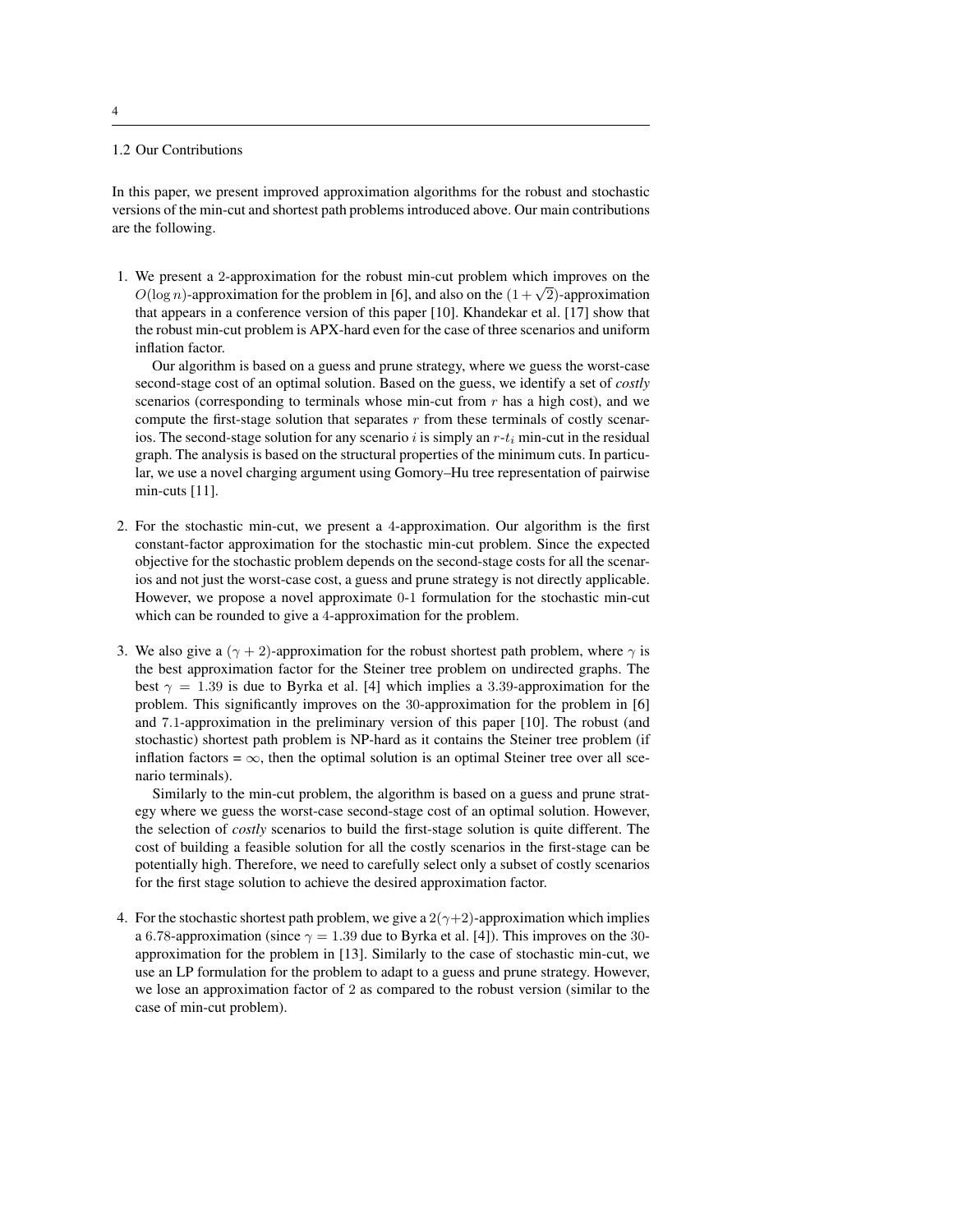### 1.2 Our Contributions

In this paper, we present improved approximation algorithms for the robust and stochastic versions of the min-cut and shortest path problems introduced above. Our main contributions are the following.

1. We present a 2-approximation for the robust min-cut problem which improves on the $O(\log n)$-approximation for the problem in [6], and also on the $(1+\sqrt{2})$-approximation that appears in a conference version of this paper [10]. Khandekar et al. [17] show that the robust min-cut problem is APX-hard even for the case of three scenarios and uniform inflation factor.

   Our algorithm is based on a guess and prune strategy, where we guess the worst-case second-stage cost of an optimal solution. Based on the guess, we identify a set of *costly* scenarios (corresponding to terminals whose min-cut from $r$ has a high cost), and we compute the first-stage solution that separates $r$ from these terminals of costly scenarios. The second-stage solution for any scenario $i$ is simply an $r$-$t_i$ min-cut in the residual graph. The analysis is based on the structural properties of the minimum cuts. In particular, we use a novel charging argument using Gomory–Hu tree representation of pairwise min-cuts [11].

2. For the stochastic min-cut, we present a 4-approximation. Our algorithm is the first constant-factor approximation for the stochastic min-cut problem. Since the expected objective for the stochastic problem depends on the second-stage costs for all the scenarios and not just the worst-case cost, a guess and prune strategy is not directly applicable. However, we propose a novel approximate 0-1 formulation for the stochastic min-cut which can be rounded to give a 4-approximation for the problem.

3. We also give a $(\gamma+2)$-approximation for the robust shortest path problem, where $\gamma$ is the best approximation factor for the Steiner tree problem on undirected graphs. The best $\gamma = 1.39$ is due to Byrka et al. [4] which implies a 3.39-approximation for the problem. This significantly improves on the 30-approximation for the problem in [6] and 7.1-approximation in the preliminary version of this paper [10]. The robust (and stochastic) shortest path problem is NP-hard as it contains the Steiner tree problem (if inflation factors = $\infty$, then the optimal solution is an optimal Steiner tree over all scenario terminals).

   Similarly to the min-cut problem, the algorithm is based on a guess and prune strategy where we guess the worst-case second-stage cost of an optimal solution. However, the selection of *costly* scenarios to build the first-stage solution is quite different. The cost of building a feasible solution for all the costly scenarios in the first-stage can be potentially high. Therefore, we need to carefully select only a subset of costly scenarios for the first stage solution to achieve the desired approximation factor.

4. For the stochastic shortest path problem, we give a $2(\gamma+2)$-approximation which implies a 6.78-approximation (since $\gamma = 1.39$ due to Byrka et al. [4]). This improves on the 30-approximation for the problem in [13]. Similarly to the case of stochastic min-cut, we use an LP formulation for the problem to adapt to a guess and prune strategy. However, we lose an approximation factor of 2 as compared to the robust version (similar to the case of min-cut problem).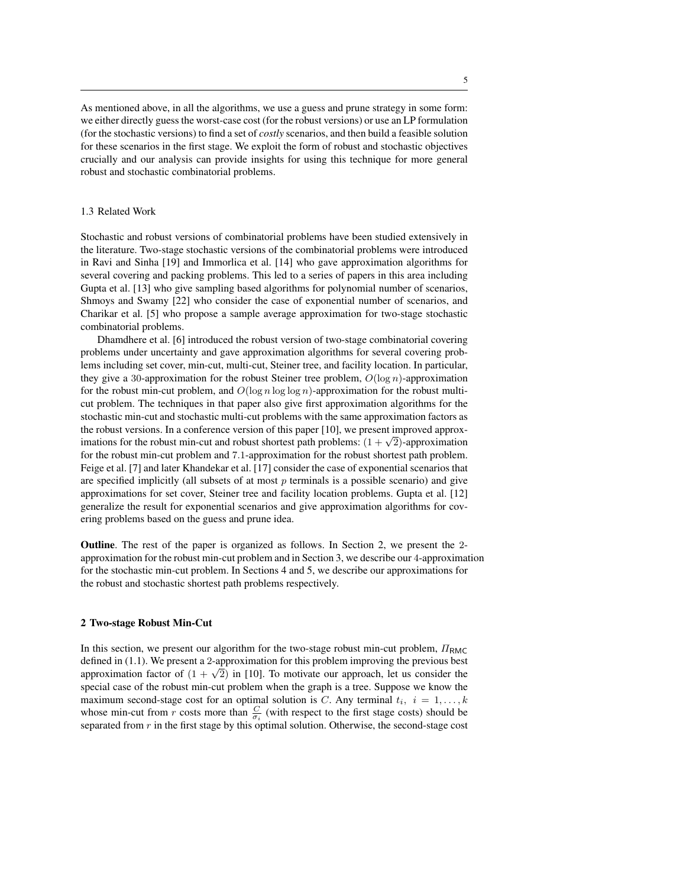As mentioned above, in all the algorithms, we use a guess and prune strategy in some form: we either directly guess the worst-case cost (for the robust versions) or use an LP formulation (for the stochastic versions) to find a set of *costly* scenarios, and then build a feasible solution for these scenarios in the first stage. We exploit the form of robust and stochastic objectives crucially and our analysis can provide insights for using this technique for more general robust and stochastic combinatorial problems.

### 1.3 Related Work

Stochastic and robust versions of combinatorial problems have been studied extensively in the literature. Two-stage stochastic versions of the combinatorial problems were introduced in Ravi and Sinha [19] and Immorlica et al. [14] who gave approximation algorithms for several covering and packing problems. This led to a series of papers in this area including Gupta et al. [13] who give sampling based algorithms for polynomial number of scenarios, Shmoys and Swamy [22] who consider the case of exponential number of scenarios, and Charikar et al. [5] who propose a sample average approximation for two-stage stochastic combinatorial problems.

Dhamdhere et al. [6] introduced the robust version of two-stage combinatorial covering problems under uncertainty and gave approximation algorithms for several covering problems including set cover, min-cut, multi-cut, Steiner tree, and facility location. In particular, they give a $30$-approximation for the robust Steiner tree problem, $O(\log n)$-approximation for the robust min-cut problem, and $O(\log n \log \log n)$-approximation for the robust multi-cut problem. The techniques in that paper also give first approximation algorithms for the stochastic min-cut and stochastic multi-cut problems with the same approximation factors as the robust versions. In a conference version of this paper [10], we present improved approximations for the robust min-cut and robust shortest path problems: $(1+\sqrt{2})$-approximation for the robust min-cut problem and $7.1$-approximation for the robust shortest path problem. Feige et al. [7] and later Khandekar et al. [17] consider the case of exponential scenarios that are specified implicitly (all subsets of at most $p$ terminals is a possible scenario) and give approximations for set cover, Steiner tree and facility location problems. Gupta et al. [12] generalize the result for exponential scenarios and give approximation algorithms for covering problems based on the guess and prune idea.

**Outline**. The rest of the paper is organized as follows. In Section 2, we present the $2$-approximation for the robust min-cut problem and in Section 3, we describe our $4$-approximation for the stochastic min-cut problem. In Sections 4 and 5, we describe our approximations for the robust and stochastic shortest path problems respectively.

## 2 Two-stage Robust Min-Cut

In this section, we present our algorithm for the two-stage robust min-cut problem, $\Pi_{\mathsf{RMC}}$ defined in (1.1). We present a $2$-approximation for this problem improving the previous best approximation factor of $(1+\sqrt{2})$ in [10]. To motivate our approach, let us consider the special case of the robust min-cut problem when the graph is a tree. Suppose we know the maximum second-stage cost for an optimal solution is $C$. Any terminal $t_i,\ i = 1, \ldots, k$ whose min-cut from $r$ costs more than $\frac{C}{\sigma_i}$ (with respect to the first stage costs) should be separated from $r$ in the first stage by this optimal solution. Otherwise, the second-stage cost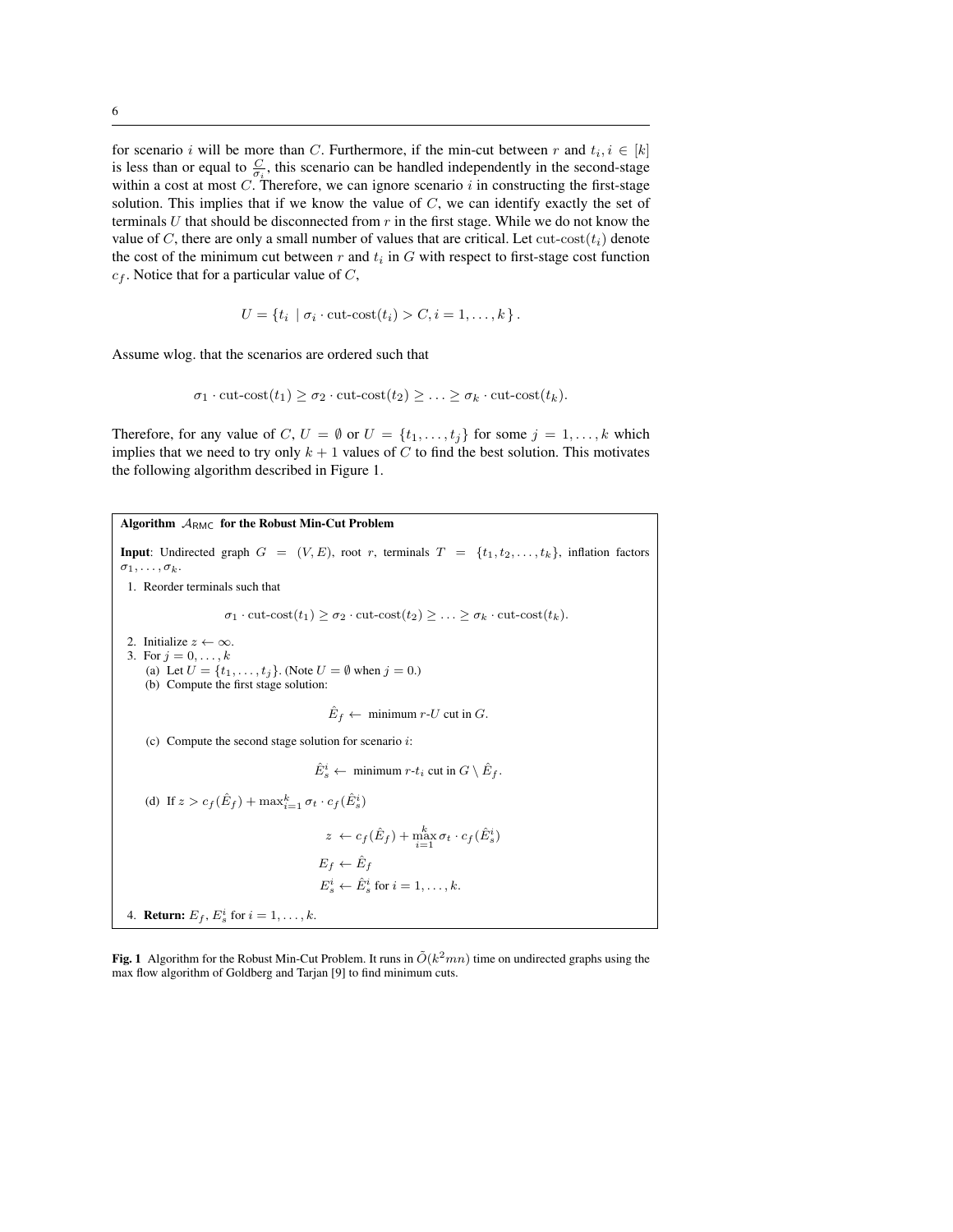for scenario $i$ will be more than $C$. Furthermore, if the min-cut between $r$ and $t_i, i \in [k]$ is less than or equal to $\frac{C}{\sigma_i}$, this scenario can be handled independently in the second-stage within a cost at most $C$. Therefore, we can ignore scenario $i$ in constructing the first-stage solution. This implies that if we know the value of $C$, we can identify exactly the set of terminals $U$ that should be disconnected from $r$ in the first stage. While we do not know the value of $C$, there are only a small number of values that are critical. Let $\text{cut-cost}(t_i)$ denote the cost of the minimum cut between $r$ and $t_i$ in $G$ with respect to first-stage cost function $c_f$. Notice that for a particular value of $C$,

$$U = \{t_i \mid \sigma_i \cdot \text{cut-cost}(t_i) > C, i = 1, \ldots, k\}.$$

Assume wlog. that the scenarios are ordered such that

$$\sigma_1 \cdot \text{cut-cost}(t_1) \geq \sigma_2 \cdot \text{cut-cost}(t_2) \geq \ldots \geq \sigma_k \cdot \text{cut-cost}(t_k).$$

Therefore, for any value of $C$, $U = \emptyset$ or $U = \{t_1, \ldots, t_j\}$ for some $j = 1, \ldots, k$ which implies that we need to try only $k + 1$ values of $C$ to find the best solution. This motivates the following algorithm described in Figure 1.

**Algorithm $\mathcal{A}_{\mathsf{RMC}}$ for the Robust Min-Cut Problem**

**Input**: Undirected graph $G = (V, E)$, root $r$, terminals $T = \{t_1, t_2, \ldots, t_k\}$, inflation factors $\sigma_1, \ldots, \sigma_k$.

1. Reorder terminals such that

$$\sigma_1 \cdot \text{cut-cost}(t_1) \geq \sigma_2 \cdot \text{cut-cost}(t_2) \geq \ldots \geq \sigma_k \cdot \text{cut-cost}(t_k).$$

2. Initialize $z \leftarrow \infty$.
3. For $j = 0, \ldots, k$
   (a) Let $U = \{t_1, \ldots, t_j\}$. (Note $U = \emptyset$ when $j = 0$.)
   (b) Compute the first stage solution:

$$\hat{E}_f \leftarrow \text{ minimum } r\text{-}U \text{ cut in } G.$$

   (c) Compute the second stage solution for scenario $i$:

$$\hat{E}_s^i \leftarrow \text{ minimum } r\text{-}t_i \text{ cut in } G \setminus \hat{E}_f.$$

   (d) If $z > c_f(\hat{E}_f) + \max_{i=1}^{k} \sigma_t \cdot c_f(\hat{E}_s^i)$

$$z \leftarrow c_f(\hat{E}_f) + \max_{i=1}^{k} \sigma_t \cdot c_f(\hat{E}_s^i)$$
$$E_f \leftarrow \hat{E}_f$$
$$E_s^i \leftarrow \hat{E}_s^i \text{ for } i = 1, \ldots, k.$$

4. **Return:** $E_f$, $E_s^i$ for $i = 1, \ldots, k$.

**Fig. 1** Algorithm for the Robust Min-Cut Problem. It runs in $\tilde{O}(k^2mn)$ time on undirected graphs using the max flow algorithm of Goldberg and Tarjan [9] to find minimum cuts.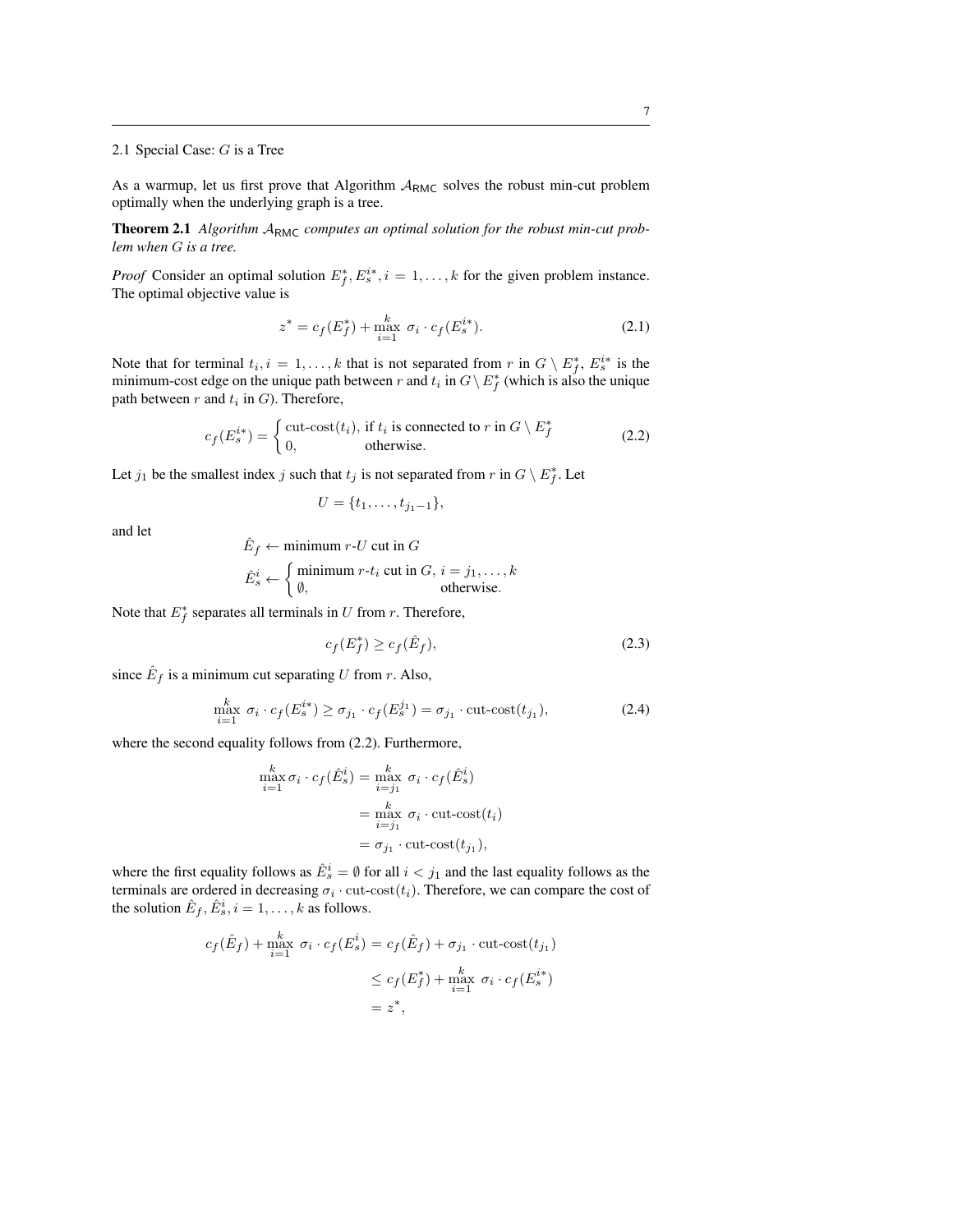## 2.1 Special Case: $G$ is a Tree

As a warmup, let us first prove that Algorithm $\mathcal{A}_{\mathsf{RMC}}$ solves the robust min-cut problem optimally when the underlying graph is a tree.

**Theorem 2.1** *Algorithm $\mathcal{A}_{\mathsf{RMC}}$ computes an optimal solution for the robust min-cut problem when $G$ is a tree.*

*Proof* Consider an optimal solution $E_f^*, E_s^{i*}, i = 1, \ldots, k$ for the given problem instance. The optimal objective value is

$$z^* = c_f(E_f^*) + \max_{i=1}^{k} \sigma_i \cdot c_f(E_s^{i*}). \tag{2.1}$$

Note that for terminal $t_i, i = 1, \ldots, k$ that is not separated from $r$ in $G \setminus E_f^*$, $E_s^{i*}$ is the minimum-cost edge on the unique path between $r$ and $t_i$ in $G \setminus E_f^*$ (which is also the unique path between $r$ and $t_i$ in $G$). Therefore,

$$c_f(E_s^{i*}) = \begin{cases} \text{cut-cost}(t_i), & \text{if } t_i \text{ is connected to } r \text{ in } G \setminus E_f^* \\ 0, & \text{otherwise.} \end{cases} \tag{2.2}$$

Let $j_1$ be the smallest index $j$ such that $t_j$ is not separated from $r$ in $G \setminus E_f^*$. Let

$$U = \{t_1, \ldots, t_{j_1 - 1}\},$$

and let

$$\hat{E}_f \leftarrow \text{minimum } r\text{-}U \text{ cut in } G$$
$$\hat{E}_s^i \leftarrow \begin{cases} \text{minimum } r\text{-}t_i \text{ cut in } G, & i = j_1, \ldots, k \\ \emptyset, & \text{otherwise.} \end{cases}$$

Note that $E_f^*$ separates all terminals in $U$ from $r$. Therefore,

$$c_f(E_f^*) \geq c_f(\hat{E}_f), \tag{2.3}$$

since $\hat{E}_f$ is a minimum cut separating $U$ from $r$. Also,

$$\max_{i=1}^{k} \sigma_i \cdot c_f(E_s^{i*}) \geq \sigma_{j_1} \cdot c_f(E_s^{j_1}) = \sigma_{j_1} \cdot \text{cut-cost}(t_{j_1}), \tag{2.4}$$

where the second equality follows from (2.2). Furthermore,

$$\begin{aligned} \max_{i=1}^{k} \sigma_i \cdot c_f(\hat{E}_s^i) &= \max_{i=j_1}^{k} \sigma_i \cdot c_f(\hat{E}_s^i) \\ &= \max_{i=j_1}^{k} \sigma_i \cdot \text{cut-cost}(t_i) \\ &= \sigma_{j_1} \cdot \text{cut-cost}(t_{j_1}), \end{aligned}$$

where the first equality follows as $\hat{E}_s^i = \emptyset$ for all $i < j_1$ and the last equality follows as the terminals are ordered in decreasing $\sigma_i \cdot \text{cut-cost}(t_i)$. Therefore, we can compare the cost of the solution $\hat{E}_f, \hat{E}_s^i, i = 1, \ldots, k$ as follows.

$$\begin{aligned} c_f(\hat{E}_f) + \max_{i=1}^{k} \sigma_i \cdot c_f(E_s^i) &= c_f(\hat{E}_f) + \sigma_{j_1} \cdot \text{cut-cost}(t_{j_1}) \\ &\leq c_f(E_f^*) + \max_{i=1}^{k} \sigma_i \cdot c_f(E_s^{i*}) \\ &= z^*, \end{aligned}$$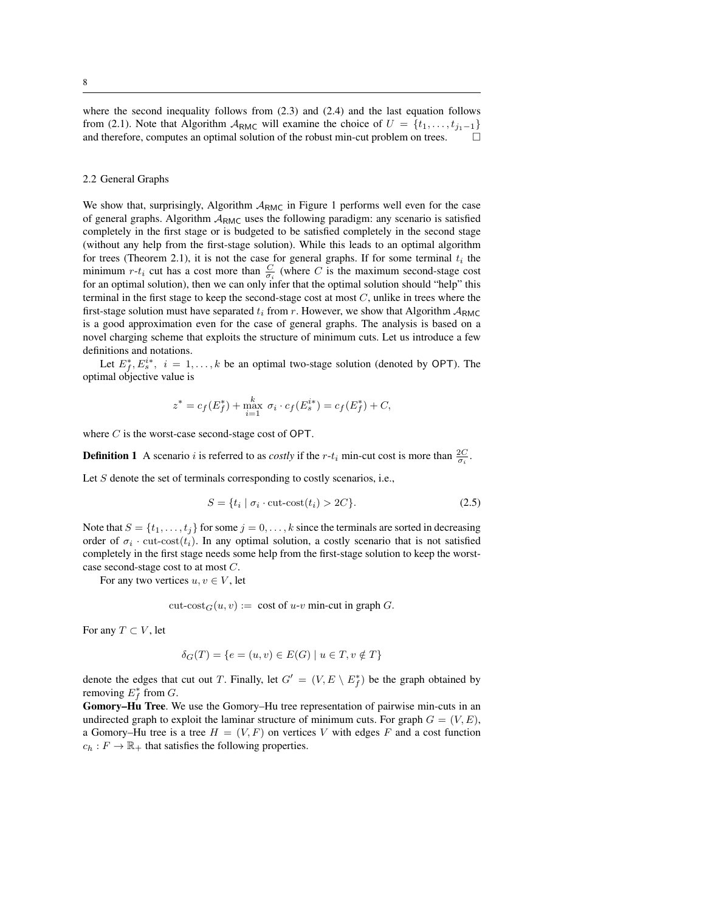where the second inequality follows from (2.3) and (2.4) and the last equation follows from (2.1). Note that Algorithm $\mathcal{A}_{\mathsf{RMC}}$ will examine the choice of $U = \{t_1, \ldots, t_{j_1-1}\}$ and therefore, computes an optimal solution of the robust min-cut problem on trees. $\square$

## 2.2 General Graphs

We show that, surprisingly, Algorithm $\mathcal{A}_{\mathsf{RMC}}$ in Figure 1 performs well even for the case of general graphs. Algorithm $\mathcal{A}_{\mathsf{RMC}}$ uses the following paradigm: any scenario is satisfied completely in the first stage or is budgeted to be satisfied completely in the second stage (without any help from the first-stage solution). While this leads to an optimal algorithm for trees (Theorem 2.1), it is not the case for general graphs. If for some terminal $t_i$ the minimum $r$-$t_i$ cut has a cost more than $\frac{C}{\sigma_i}$ (where $C$ is the maximum second-stage cost for an optimal solution), then we can only infer that the optimal solution should "help" this terminal in the first stage to keep the second-stage cost at most $C$, unlike in trees where the first-stage solution must have separated $t_i$ from $r$. However, we show that Algorithm $\mathcal{A}_{\mathsf{RMC}}$ is a good approximation even for the case of general graphs. The analysis is based on a novel charging scheme that exploits the structure of minimum cuts. Let us introduce a few definitions and notations.

Let $E_f^*, E_s^{i*},\ i = 1, \ldots, k$ be an optimal two-stage solution (denoted by $\mathsf{OPT}$). The optimal objective value is

$$z^* = c_f(E_f^*) + \max_{i=1}^{k}\ \sigma_i \cdot c_f(E_s^{i*}) = c_f(E_f^*) + C,$$

where $C$ is the worst-case second-stage cost of $\mathsf{OPT}$.

**Definition 1** A scenario $i$ is referred to as *costly* if the $r$-$t_i$ min-cut cost is more than $\frac{2C}{\sigma_i}$.

Let $S$ denote the set of terminals corresponding to costly scenarios, i.e.,

$$S = \{t_i \mid \sigma_i \cdot \text{cut-cost}(t_i) > 2C\}. \tag{2.5}$$

Note that $S = \{t_1, \ldots, t_j\}$ for some $j = 0, \ldots, k$ since the terminals are sorted in decreasing order of $\sigma_i \cdot \text{cut-cost}(t_i)$. In any optimal solution, a costly scenario that is not satisfied completely in the first stage needs some help from the first-stage solution to keep the worst-case second-stage cost at most $C$.

For any two vertices $u, v \in V$, let

$$\text{cut-cost}_G(u, v) := \text{ cost of } u\text{-}v \text{ min-cut in graph } G.$$

For any $T \subset V$, let

$$\delta_G(T) = \{e = (u, v) \in E(G) \mid u \in T, v \notin T\}$$

denote the edges that cut out $T$. Finally, let $G' = (V, E \setminus E_f^*)$ be the graph obtained by removing $E_f^*$ from $G$.

**Gomory–Hu Tree**. We use the Gomory–Hu tree representation of pairwise min-cuts in an undirected graph to exploit the laminar structure of minimum cuts. For graph $G = (V, E)$, a Gomory–Hu tree is a tree $H = (V, F)$ on vertices $V$ with edges $F$ and a cost function $c_h : F \to \mathbb{R}_+$ that satisfies the following properties.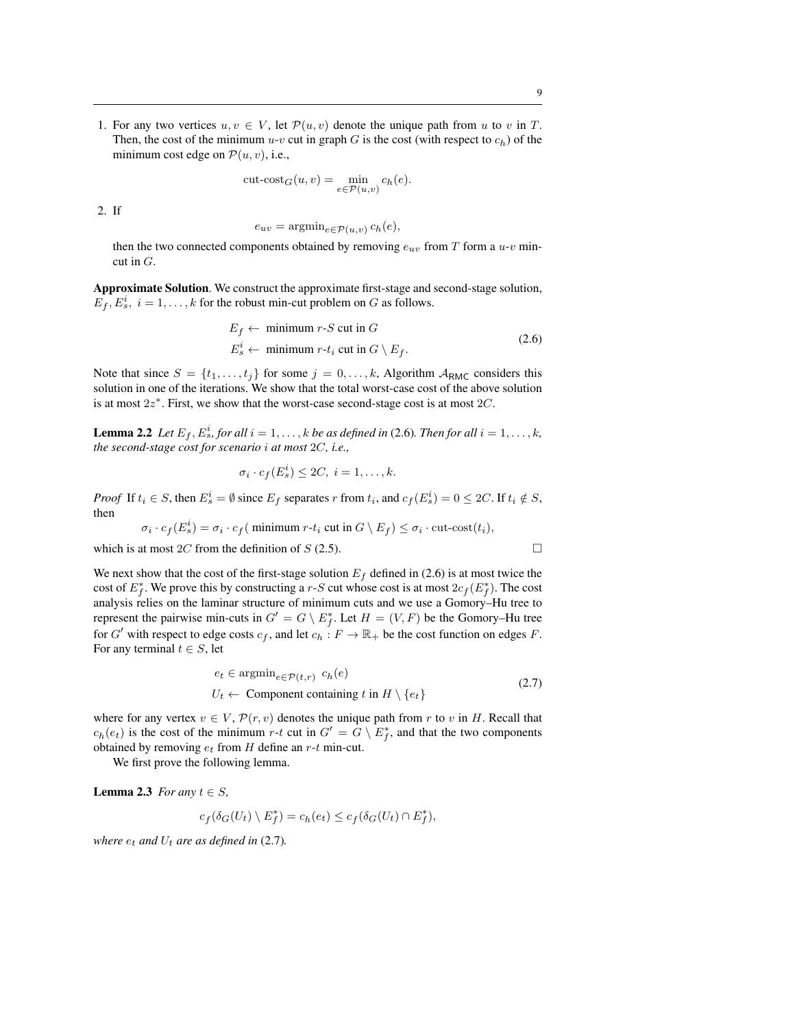1. For any two vertices $u, v \in V$, let $\mathcal{P}(u, v)$ denote the unique path from $u$ to $v$ in $T$. Then, the cost of the minimum $u$-$v$ cut in graph $G$ is the cost (with respect to $c_h$) of the minimum cost edge on $\mathcal{P}(u, v)$, i.e.,

$$\text{cut-cost}_G(u, v) = \min_{e \in \mathcal{P}(u,v)} c_h(e).$$

2. If

$$e_{uv} = \text{argmin}_{e \in \mathcal{P}(u,v)} c_h(e),$$

then the two connected components obtained by removing $e_{uv}$ from $T$ form a $u$-$v$ min-cut in $G$.

**Approximate Solution**. We construct the approximate first-stage and second-stage solution, $E_f, E_s^i,\ i = 1, \ldots, k$ for the robust min-cut problem on $G$ as follows.

$$\begin{aligned} E_f &\leftarrow \text{ minimum } r\text{-}S \text{ cut in } G \\ E_s^i &\leftarrow \text{ minimum } r\text{-}t_i \text{ cut in } G \setminus E_f. \end{aligned} \tag{2.6}$$

Note that since $S = \{t_1, \ldots, t_j\}$ for some $j = 0, \ldots, k$, Algorithm $\mathcal{A}_{\mathsf{RMC}}$ considers this solution in one of the iterations. We show that the total worst-case cost of the above solution is at most $2z^*$. First, we show that the worst-case second-stage cost is at most $2C$.

**Lemma 2.2** *Let $E_f, E_s^i$, for all $i = 1, \ldots, k$ be as defined in* (2.6)*. Then for all $i = 1, \ldots, k$, the second-stage cost for scenario $i$ at most $2C$, i.e.,*

$$\sigma_i \cdot c_f(E_s^i) \leq 2C,\ i = 1, \ldots, k.$$

*Proof* If $t_i \in S$, then $E_s^i = \emptyset$ since $E_f$ separates $r$ from $t_i$, and $c_f(E_s^i) = 0 \leq 2C$. If $t_i \notin S$, then

$$\sigma_i \cdot c_f(E_s^i) = \sigma_i \cdot c_f(\text{ minimum } r\text{-}t_i \text{ cut in } G \setminus E_f) \leq \sigma_i \cdot \text{cut-cost}(t_i),$$

which is at most $2C$ from the definition of $S$ (2.5). □

We next show that the cost of the first-stage solution $E_f$ defined in (2.6) is at most twice the cost of $E_f^*$. We prove this by constructing a $r$-$S$ cut whose cost is at most $2c_f(E_f^*)$. The cost analysis relies on the laminar structure of minimum cuts and we use a Gomory–Hu tree to represent the pairwise min-cuts in $G' = G \setminus E_f^*$. Let $H = (V, F)$ be the Gomory–Hu tree for $G'$ with respect to edge costs $c_f$, and let $c_h : F \to \mathbb{R}_+$ be the cost function on edges $F$. For any terminal $t \in S$, let

$$\begin{aligned} &e_t \in \text{argmin}_{e \in \mathcal{P}(t,r)}\ c_h(e) \\ &U_t \leftarrow \text{ Component containing } t \text{ in } H \setminus \{e_t\} \end{aligned} \tag{2.7}$$

where for any vertex $v \in V$, $\mathcal{P}(r, v)$ denotes the unique path from $r$ to $v$ in $H$. Recall that $c_h(e_t)$ is the cost of the minimum $r$-$t$ cut in $G' = G \setminus E_f^*$, and that the two components obtained by removing $e_t$ from $H$ define an $r$-$t$ min-cut.

We first prove the following lemma.

**Lemma 2.3** *For any $t \in S$,*

$$c_f(\delta_G(U_t) \setminus E_f^*) = c_h(e_t) \leq c_f(\delta_G(U_t) \cap E_f^*),$$

*where $e_t$ and $U_t$ are as defined in* (2.7)*.*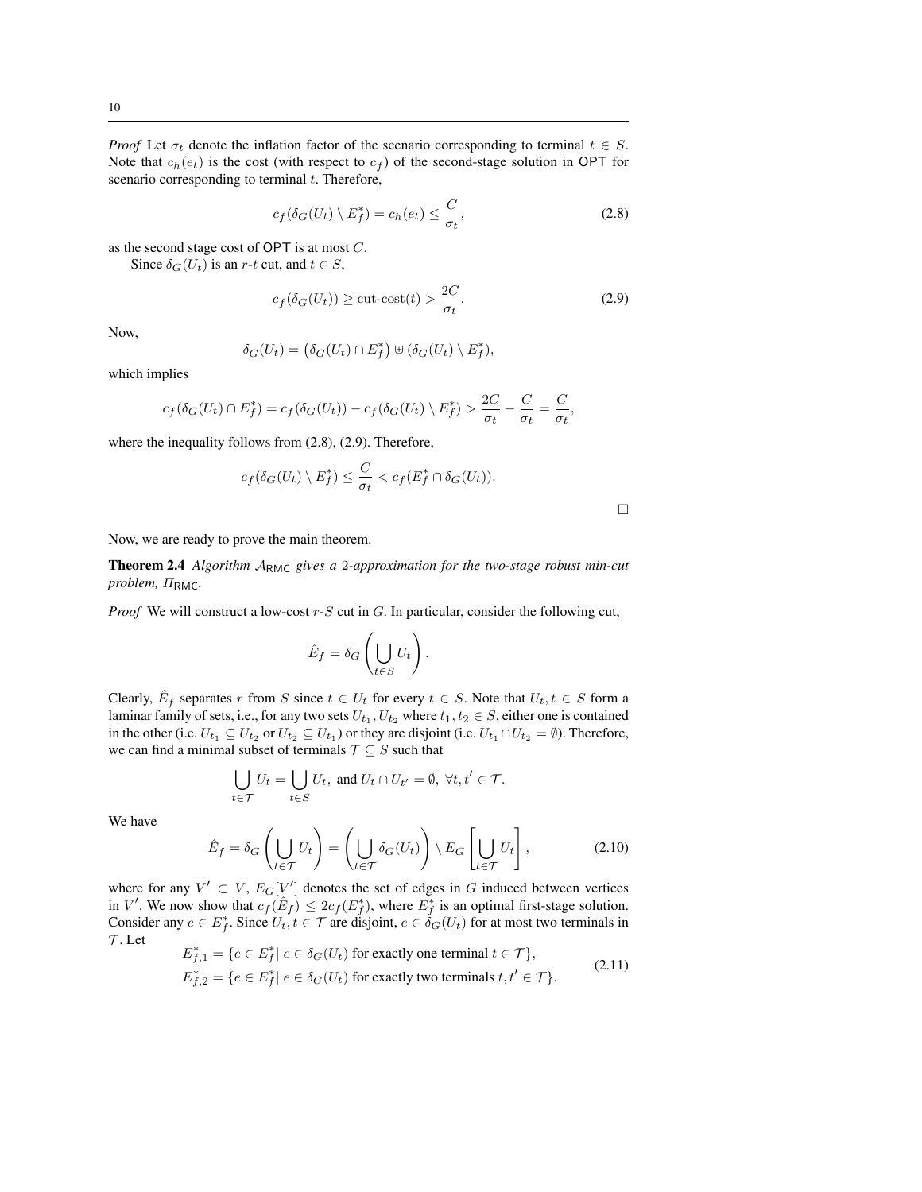*Proof* Let $\sigma_t$ denote the inflation factor of the scenario corresponding to terminal $t \in S$. Note that $c_h(e_t)$ is the cost (with respect to $c_f$) of the second-stage solution in $\mathsf{OPT}$ for scenario corresponding to terminal $t$. Therefore,

$$c_f(\delta_G(U_t) \setminus E_f^*) = c_h(e_t) \leq \frac{C}{\sigma_t}, \tag{2.8}$$

as the second stage cost of $\mathsf{OPT}$ is at most $C$.

Since $\delta_G(U_t)$ is an $r$-$t$ cut, and $t \in S$,

$$c_f(\delta_G(U_t)) \geq \text{cut-cost}(t) > \frac{2C}{\sigma_t}. \tag{2.9}$$

Now,

$$\delta_G(U_t) = \left(\delta_G(U_t) \cap E_f^*\right) \uplus \left(\delta_G(U_t) \setminus E_f^*\right),$$

which implies

$$c_f(\delta_G(U_t) \cap E_f^*) = c_f(\delta_G(U_t)) - c_f(\delta_G(U_t) \setminus E_f^*) > \frac{2C}{\sigma_t} - \frac{C}{\sigma_t} = \frac{C}{\sigma_t},$$

where the inequality follows from (2.8), (2.9). Therefore,

$$c_f(\delta_G(U_t) \setminus E_f^*) \leq \frac{C}{\sigma_t} < c_f(E_f^* \cap \delta_G(U_t)).$$

□

Now, we are ready to prove the main theorem.

**Theorem 2.4** *Algorithm $\mathcal{A}_{\mathsf{RMC}}$ gives a 2-approximation for the two-stage robust min-cut problem, $\Pi_{\mathsf{RMC}}$.*

*Proof* We will construct a low-cost $r$-$S$ cut in $G$. In particular, consider the following cut,

$$\hat{E}_f = \delta_G\left(\bigcup_{t \in S} U_t\right).$$

Clearly, $\hat{E}_f$ separates $r$ from $S$ since $t \in U_t$ for every $t \in S$. Note that $U_t, t \in S$ form a laminar family of sets, i.e., for any two sets $U_{t_1}, U_{t_2}$ where $t_1, t_2 \in S$, either one is contained in the other (i.e. $U_{t_1} \subseteq U_{t_2}$ or $U_{t_2} \subseteq U_{t_1}$) or they are disjoint (i.e. $U_{t_1} \cap U_{t_2} = \emptyset$). Therefore, we can find a minimal subset of terminals $\mathcal{T} \subseteq S$ such that

$$\bigcup_{t \in \mathcal{T}} U_t = \bigcup_{t \in S} U_t, \text{ and } U_t \cap U_{t'} = \emptyset, \ \forall t, t' \in \mathcal{T}.$$

We have

$$\hat{E}_f = \delta_G\left(\bigcup_{t \in \mathcal{T}} U_t\right) = \left(\bigcup_{t \in \mathcal{T}} \delta_G(U_t)\right) \setminus E_G\left[\bigcup_{t \in \mathcal{T}} U_t\right], \tag{2.10}$$

where for any $V' \subset V$, $E_G[V']$ denotes the set of edges in $G$ induced between vertices in $V'$. We now show that $c_f(\hat{E}_f) \leq 2c_f(E_f^*)$, where $E_f^*$ is an optimal first-stage solution. Consider any $e \in E_f^*$. Since $U_t, t \in \mathcal{T}$ are disjoint, $e \in \delta_G(U_t)$ for at most two terminals in $\mathcal{T}$. Let

$$\begin{aligned} E_{f,1}^* &= \{e \in E_f^* | \ e \in \delta_G(U_t) \text{ for exactly one terminal } t \in \mathcal{T}\}, \\ E_{f,2}^* &= \{e \in E_f^* | \ e \in \delta_G(U_t) \text{ for exactly two terminals } t, t' \in \mathcal{T}\}. \end{aligned} \tag{2.11}$$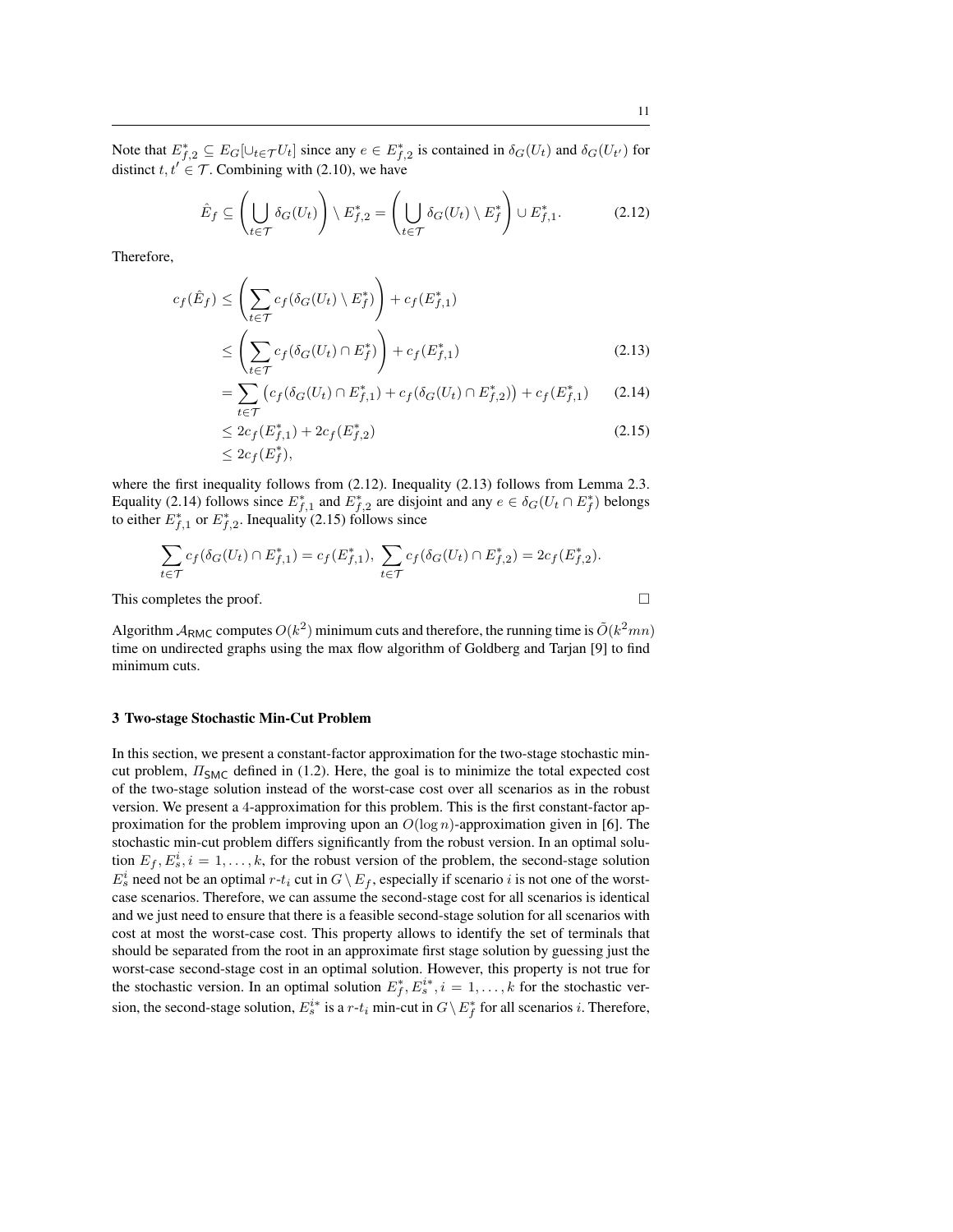Note that $E^*_{f,2} \subseteq E_G[\cup_{t\in\mathcal{T}} U_t]$ since any $e \in E^*_{f,2}$ is contained in $\delta_G(U_t)$ and $\delta_G(U_{t'})$ for distinct $t, t' \in \mathcal{T}$. Combining with (2.10), we have

$$\hat{E}_f \subseteq \left(\bigcup_{t\in\mathcal{T}} \delta_G(U_t)\right) \setminus E^*_{f,2} = \left(\bigcup_{t\in\mathcal{T}} \delta_G(U_t) \setminus E^*_f\right) \cup E^*_{f,1}. \tag{2.12}$$

Therefore,

$$\begin{aligned}
c_f(\hat{E}_f) &\le \left(\sum_{t\in\mathcal{T}} c_f(\delta_G(U_t) \setminus E^*_f)\right) + c_f(E^*_{f,1}) \\
&\le \left(\sum_{t\in\mathcal{T}} c_f(\delta_G(U_t) \cap E^*_f)\right) + c_f(E^*_{f,1}) && (2.13) \\
&= \sum_{t\in\mathcal{T}} \left(c_f(\delta_G(U_t) \cap E^*_{f,1}) + c_f(\delta_G(U_t) \cap E^*_{f,2})\right) + c_f(E^*_{f,1}) && (2.14) \\
&\le 2c_f(E^*_{f,1}) + 2c_f(E^*_{f,2}) && (2.15) \\
&\le 2c_f(E^*_f),
\end{aligned}$$

where the first inequality follows from (2.12). Inequality (2.13) follows from Lemma 2.3. Equality (2.14) follows since $E^*_{f,1}$ and $E^*_{f,2}$ are disjoint and any $e \in \delta_G(U_t \cap E^*_f)$ belongs to either $E^*_{f,1}$ or $E^*_{f,2}$. Inequality (2.15) follows since

$$\sum_{t\in\mathcal{T}} c_f(\delta_G(U_t) \cap E^*_{f,1}) = c_f(E^*_{f,1}),\ \sum_{t\in\mathcal{T}} c_f(\delta_G(U_t) \cap E^*_{f,2}) = 2c_f(E^*_{f,2}).$$

This completes the proof. □

Algorithm $\mathcal{A}_{\mathsf{RMC}}$ computes $O(k^2)$ minimum cuts and therefore, the running time is $\tilde{O}(k^2 mn)$ time on undirected graphs using the max flow algorithm of Goldberg and Tarjan [9] to find minimum cuts.

## 3 Two-stage Stochastic Min-Cut Problem

In this section, we present a constant-factor approximation for the two-stage stochastic min-cut problem, $\Pi_{\mathsf{SMC}}$ defined in (1.2). Here, the goal is to minimize the total expected cost of the two-stage solution instead of the worst-case cost over all scenarios as in the robust version. We present a 4-approximation for this problem. This is the first constant-factor approximation for the problem improving upon an $O(\log n)$-approximation given in [6]. The stochastic min-cut problem differs significantly from the robust version. In an optimal solution $E_f, E^i_s, i = 1, \ldots, k$, for the robust version of the problem, the second-stage solution $E^i_s$ need not be an optimal $r$-$t_i$ cut in $G \setminus E_f$, especially if scenario $i$ is not one of the worst-case scenarios. Therefore, we can assume the second-stage cost for all scenarios is identical and we just need to ensure that there is a feasible second-stage solution for all scenarios with cost at most the worst-case cost. This property allows to identify the set of terminals that should be separated from the root in an approximate first stage solution by guessing just the worst-case second-stage cost in an optimal solution. However, this property is not true for the stochastic version. In an optimal solution $E^*_f, E^{i*}_s, i = 1, \ldots, k$ for the stochastic version, the second-stage solution, $E^{i*}_s$ is a $r$-$t_i$ min-cut in $G \setminus E^*_f$ for all scenarios $i$. Therefore,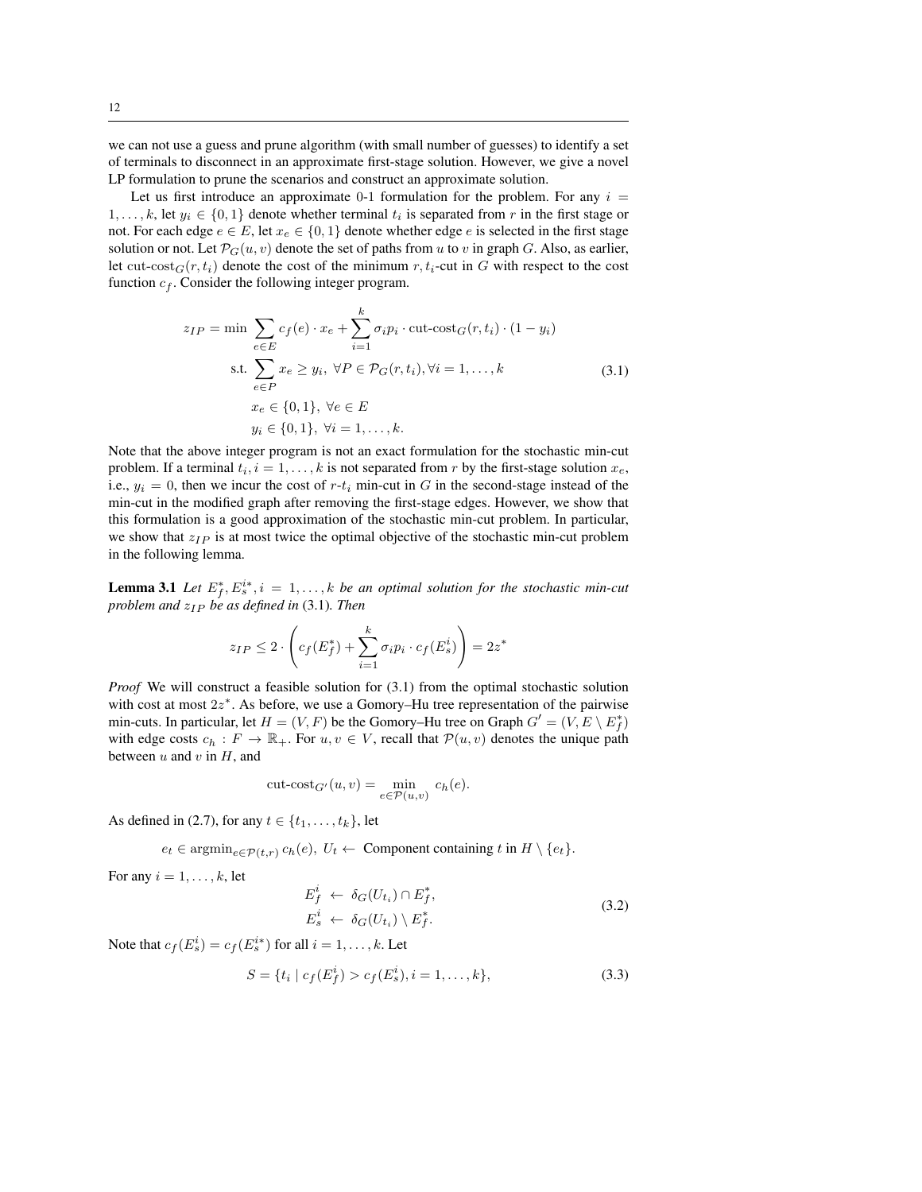we can not use a guess and prune algorithm (with small number of guesses) to identify a set of terminals to disconnect in an approximate first-stage solution. However, we give a novel LP formulation to prune the scenarios and construct an approximate solution.

Let us first introduce an approximate 0-1 formulation for the problem. For any $i = 1, \ldots, k$, let $y_i \in \{0, 1\}$ denote whether terminal $t_i$ is separated from $r$ in the first stage or not. For each edge $e \in E$, let $x_e \in \{0, 1\}$ denote whether edge $e$ is selected in the first stage solution or not. Let $\mathcal{P}_G(u, v)$ denote the set of paths from $u$ to $v$ in graph $G$. Also, as earlier, let $\text{cut-cost}_G(r, t_i)$ denote the cost of the minimum $r, t_i$-cut in $G$ with respect to the cost function $c_f$. Consider the following integer program.

$$
\begin{aligned}
z_{IP} = \min \; & \sum_{e \in E} c_f(e) \cdot x_e + \sum_{i=1}^{k} \sigma_i p_i \cdot \text{cut-cost}_G(r, t_i) \cdot (1 - y_i) \\
\text{s.t.} \; & \sum_{e \in P} x_e \geq y_i, \; \forall P \in \mathcal{P}_G(r, t_i), \forall i = 1, \ldots, k \\
& x_e \in \{0, 1\}, \; \forall e \in E \\
& y_i \in \{0, 1\}, \; \forall i = 1, \ldots, k.
\end{aligned} \tag{3.1}
$$

Note that the above integer program is not an exact formulation for the stochastic min-cut problem. If a terminal $t_i, i = 1, \ldots, k$ is not separated from $r$ by the first-stage solution $x_e$, i.e., $y_i = 0$, then we incur the cost of $r$-$t_i$ min-cut in $G$ in the second-stage instead of the min-cut in the modified graph after removing the first-stage edges. However, we show that this formulation is a good approximation of the stochastic min-cut problem. In particular, we show that $z_{IP}$ is at most twice the optimal objective of the stochastic min-cut problem in the following lemma.

**Lemma 3.1** *Let $E_f^*, E_s^{i*}, i = 1, \ldots, k$ be an optimal solution for the stochastic min-cut problem and $z_{IP}$ be as defined in* (3.1). *Then*

$$
z_{IP} \leq 2 \cdot \left( c_f(E_f^*) + \sum_{i=1}^{k} \sigma_i p_i \cdot c_f(E_s^i) \right) = 2z^*
$$

*Proof* We will construct a feasible solution for (3.1) from the optimal stochastic solution with cost at most $2z^*$. As before, we use a Gomory–Hu tree representation of the pairwise min-cuts. In particular, let $H = (V, F)$ be the Gomory–Hu tree on Graph $G' = (V, E \setminus E_f^*)$ with edge costs $c_h : F \to \mathbb{R}_+$. For $u, v \in V$, recall that $\mathcal{P}(u, v)$ denotes the unique path between $u$ and $v$ in $H$, and

$$
\text{cut-cost}_{G'}(u, v) = \min_{e \in \mathcal{P}(u,v)} c_h(e).
$$

As defined in (2.7), for any $t \in \{t_1, \ldots, t_k\}$, let

$$
e_t \in \text{argmin}_{e \in \mathcal{P}(t,r)} c_h(e), \; U_t \leftarrow \text{ Component containing } t \text{ in } H \setminus \{e_t\}.
$$

For any $i = 1, \ldots, k$, let

$$
\begin{aligned}
E_f^i \; &\leftarrow \; \delta_G(U_{t_i}) \cap E_f^*, \\
E_s^i \; &\leftarrow \; \delta_G(U_{t_i}) \setminus E_f^*.
\end{aligned} \tag{3.2}
$$

Note that $c_f(E_s^i) = c_f(E_s^{i*})$ for all $i = 1, \ldots, k$. Let

$$
S = \{t_i \mid c_f(E_f^i) > c_f(E_s^i), i = 1, \ldots, k\}, \tag{3.3}
$$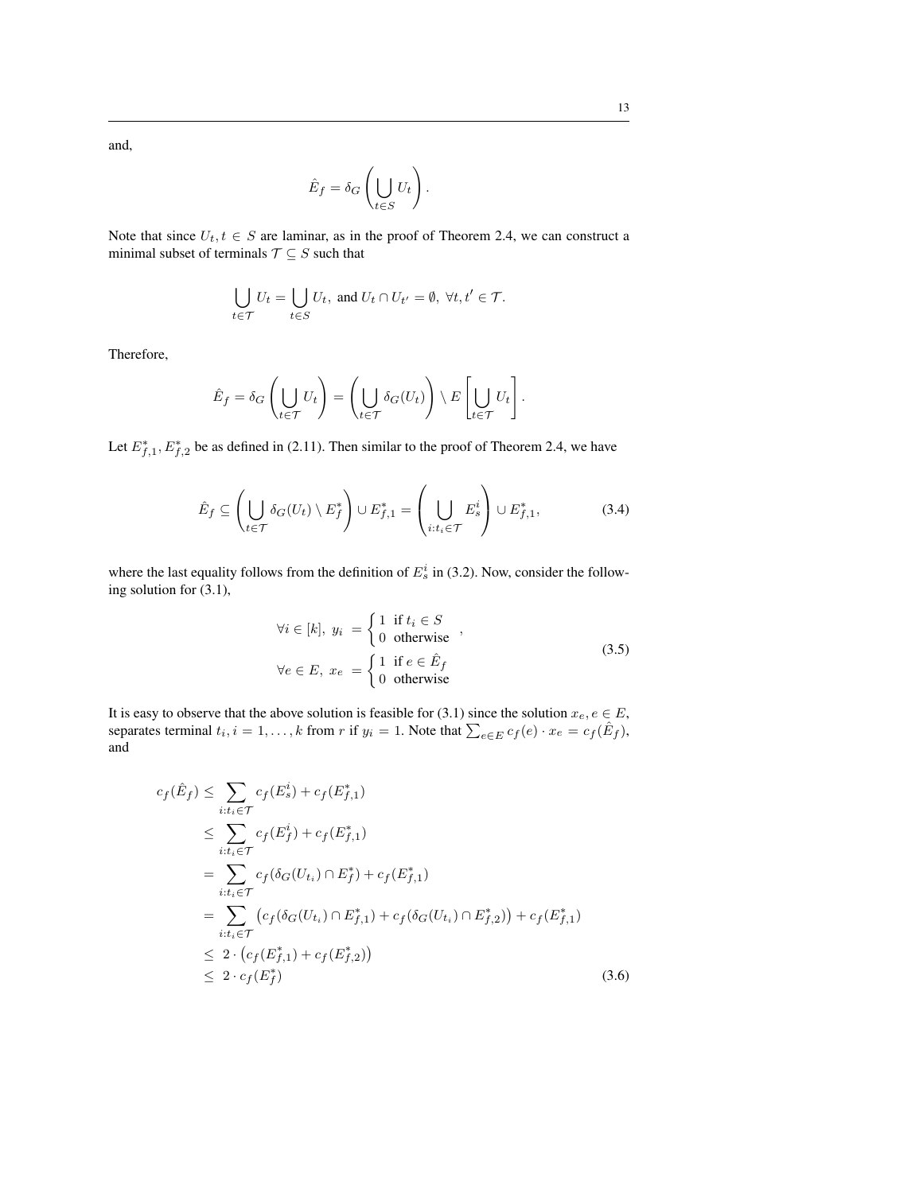and,

$$\hat{E}_f = \delta_G \left( \bigcup_{t \in S} U_t \right).$$

Note that since $U_t, t \in S$ are laminar, as in the proof of Theorem 2.4, we can construct a minimal subset of terminals $\mathcal{T} \subseteq S$ such that

$$\bigcup_{t \in \mathcal{T}} U_t = \bigcup_{t \in S} U_t, \text{ and } U_t \cap U_{t'} = \emptyset, \ \forall t, t' \in \mathcal{T}.$$

Therefore,

$$\hat{E}_f = \delta_G \left( \bigcup_{t \in \mathcal{T}} U_t \right) = \left( \bigcup_{t \in \mathcal{T}} \delta_G(U_t) \right) \setminus E \left[ \bigcup_{t \in \mathcal{T}} U_t \right].$$

Let $E^*_{f,1}, E^*_{f,2}$ be as defined in (2.11). Then similar to the proof of Theorem 2.4, we have

$$\hat{E}_f \subseteq \left( \bigcup_{t \in \mathcal{T}} \delta_G(U_t) \setminus E^*_f \right) \cup E^*_{f,1} = \left( \bigcup_{i: t_i \in \mathcal{T}} E^i_s \right) \cup E^*_{f,1}, \tag{3.4}$$

where the last equality follows from the definition of $E^i_s$ in (3.2). Now, consider the following solution for (3.1),

$$\begin{aligned} \forall i \in [k], \ y_i \ &= \begin{cases} 1 & \text{if } t_i \in S \\ 0 & \text{otherwise} \end{cases}, \\ \forall e \in E, \ x_e \ &= \begin{cases} 1 & \text{if } e \in \hat{E}_f \\ 0 & \text{otherwise} \end{cases} \end{aligned} \tag{3.5}$$

It is easy to observe that the above solution is feasible for (3.1) since the solution $x_e, e \in E$, separates terminal $t_i, i = 1, \ldots, k$ from $r$ if $y_i = 1$. Note that $\sum_{e \in E} c_f(e) \cdot x_e = c_f(\hat{E}_f)$, and

$$\begin{aligned} c_f(\hat{E}_f) &\leq \sum_{i: t_i \in \mathcal{T}} c_f(E^i_s) + c_f(E^*_{f,1}) \\ &\leq \sum_{i: t_i \in \mathcal{T}} c_f(E^i_f) + c_f(E^*_{f,1}) \\ &= \sum_{i: t_i \in \mathcal{T}} c_f(\delta_G(U_{t_i}) \cap E^*_f) + c_f(E^*_{f,1}) \\ &= \sum_{i: t_i \in \mathcal{T}} \left( c_f(\delta_G(U_{t_i}) \cap E^*_{f,1}) + c_f(\delta_G(U_{t_i}) \cap E^*_{f,2}) \right) + c_f(E^*_{f,1}) \\ &\leq \ 2 \cdot \left( c_f(E^*_{f,1}) + c_f(E^*_{f,2}) \right) \\ &\leq \ 2 \cdot c_f(E^*_f) \end{aligned} \tag{3.6}$$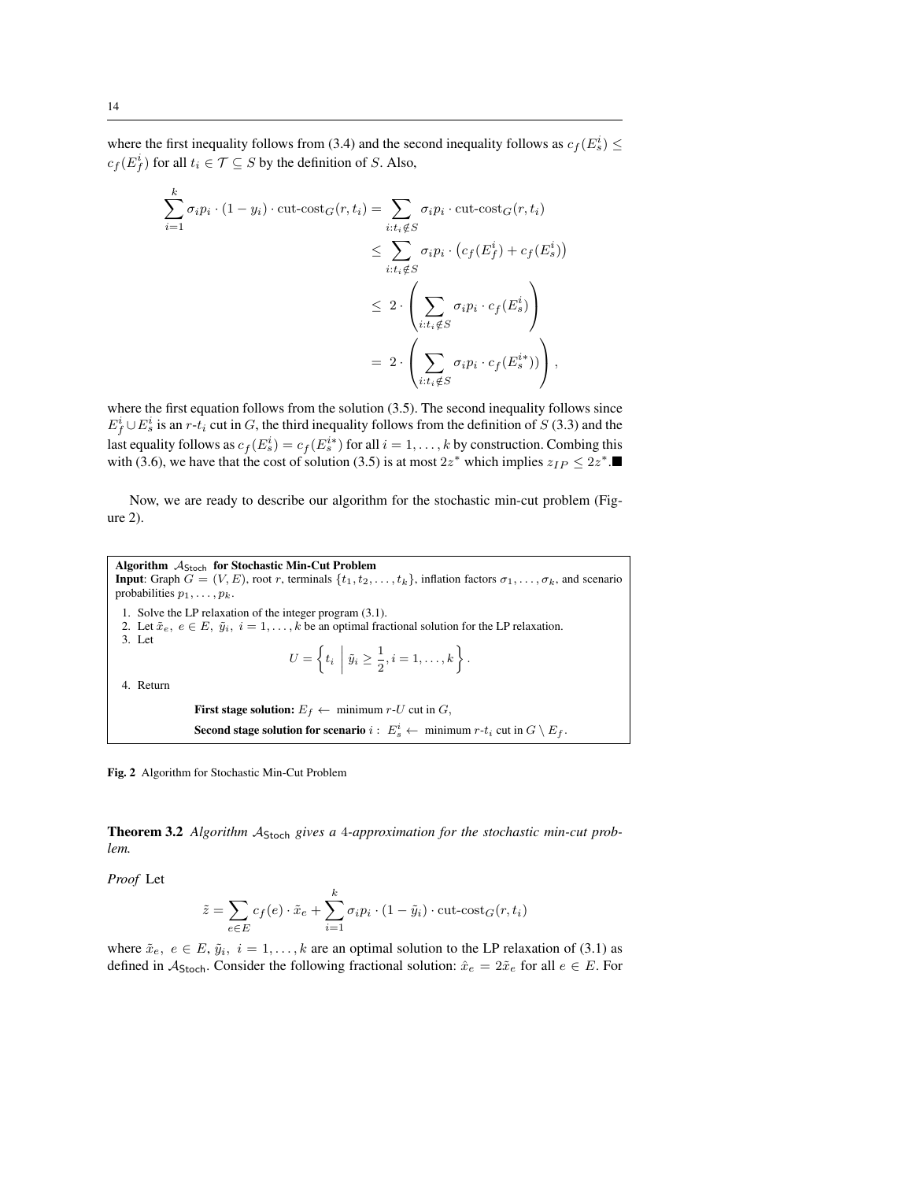where the first inequality follows from (3.4) and the second inequality follows as $c_f(E_s^i) \leq c_f(E_f^i)$ for all $t_i \in \mathcal{T} \subseteq S$ by the definition of $S$. Also,

$$
\begin{aligned}
\sum_{i=1}^{k} \sigma_i p_i \cdot (1 - y_i) \cdot \text{cut-cost}_G(r, t_i) &= \sum_{i : t_i \notin S} \sigma_i p_i \cdot \text{cut-cost}_G(r, t_i) \\
&\leq \sum_{i : t_i \notin S} \sigma_i p_i \cdot \left( c_f(E_f^i) + c_f(E_s^i) \right) \\
&\leq 2 \cdot \left( \sum_{i : t_i \notin S} \sigma_i p_i \cdot c_f(E_s^i) \right) \\
&= 2 \cdot \left( \sum_{i : t_i \notin S} \sigma_i p_i \cdot c_f(E_s^{i*})) \right),
\end{aligned}
$$

where the first equation follows from the solution (3.5). The second inequality follows since $E_f^i \cup E_s^i$ is an $r$-$t_i$ cut in $G$, the third inequality follows from the definition of $S$ (3.3) and the last equality follows as $c_f(E_s^i) = c_f(E_s^{i*})$ for all $i = 1, \ldots, k$ by construction. Combing this with (3.6), we have that the cost of solution (3.5) is at most $2z^*$ which implies $z_{IP} \leq 2z^*$. ■

Now, we are ready to describe our algorithm for the stochastic min-cut problem (Figure 2).

**Algorithm $\mathcal{A}_{\mathsf{Stoch}}$ for Stochastic Min-Cut Problem**
**Input**: Graph $G = (V, E)$, root $r$, terminals $\{t_1, t_2, \ldots, t_k\}$, inflation factors $\sigma_1, \ldots, \sigma_k$, and scenario probabilities $p_1, \ldots, p_k$.

1. Solve the LP relaxation of the integer program (3.1).
2. Let $\tilde{x}_e,\ e \in E,\ \tilde{y}_i,\ i = 1, \ldots, k$ be an optimal fractional solution for the LP relaxation.
3. Let
$$U = \left\{ t_i \;\middle|\; \tilde{y}_i \geq \frac{1}{2}, i = 1, \ldots, k \right\}.$$
4. Return

   **First stage solution:** $E_f \leftarrow$ minimum $r$-$U$ cut in $G$,

   **Second stage solution for scenario** $i$ : $E_s^i \leftarrow$ minimum $r$-$t_i$ cut in $G \setminus E_f$.

**Fig. 2** Algorithm for Stochastic Min-Cut Problem

**Theorem 3.2** *Algorithm $\mathcal{A}_{\mathsf{Stoch}}$ gives a 4-approximation for the stochastic min-cut problem.*

*Proof* Let

$$\tilde{z} = \sum_{e \in E} c_f(e) \cdot \tilde{x}_e + \sum_{i=1}^{k} \sigma_i p_i \cdot (1 - \tilde{y}_i) \cdot \text{cut-cost}_G(r, t_i)$$

where $\tilde{x}_e,\ e \in E,\ \tilde{y}_i,\ i = 1, \ldots, k$ are an optimal solution to the LP relaxation of (3.1) as defined in $\mathcal{A}_{\mathsf{Stoch}}$. Consider the following fractional solution: $\hat{x}_e = 2\tilde{x}_e$ for all $e \in E$. For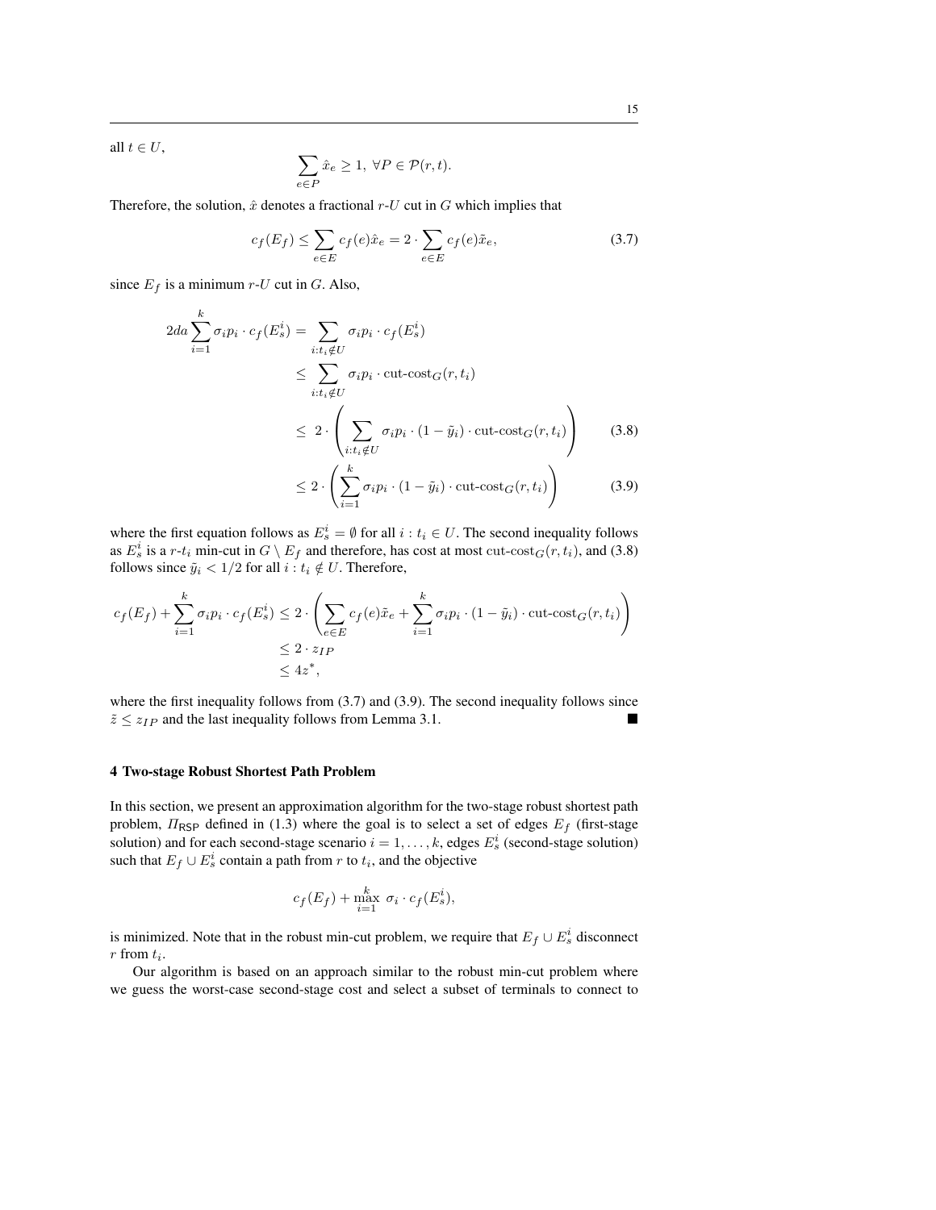all $t \in U$,

$$\sum_{e \in P} \hat{x}_e \geq 1, \ \forall P \in \mathcal{P}(r, t).$$

Therefore, the solution, $\hat{x}$ denotes a fractional $r$-$U$ cut in $G$ which implies that

$$c_f(E_f) \leq \sum_{e \in E} c_f(e)\hat{x}_e = 2 \cdot \sum_{e \in E} c_f(e)\tilde{x}_e, \tag{3.7}$$

since $E_f$ is a minimum $r$-$U$ cut in $G$. Also,

$$\begin{aligned}
2da \sum_{i=1}^{k} \sigma_i p_i \cdot c_f(E_s^i) &= \sum_{i: t_i \notin U} \sigma_i p_i \cdot c_f(E_s^i) \\
&\leq \sum_{i: t_i \notin U} \sigma_i p_i \cdot \text{cut-cost}_G(r, t_i) \\
&\leq 2 \cdot \left( \sum_{i: t_i \notin U} \sigma_i p_i \cdot (1 - \tilde{y}_i) \cdot \text{cut-cost}_G(r, t_i) \right) \qquad (3.8) \\
&\leq 2 \cdot \left( \sum_{i=1}^{k} \sigma_i p_i \cdot (1 - \tilde{y}_i) \cdot \text{cut-cost}_G(r, t_i) \right) \qquad (3.9)
\end{aligned}$$

where the first equation follows as $E_s^i = \emptyset$ for all $i : t_i \in U$. The second inequality follows as $E_s^i$ is a $r$-$t_i$ min-cut in $G \setminus E_f$ and therefore, has cost at most $\text{cut-cost}_G(r, t_i)$, and (3.8) follows since $\tilde{y}_i < 1/2$ for all $i : t_i \notin U$. Therefore,

$$\begin{aligned}
c_f(E_f) + \sum_{i=1}^{k} \sigma_i p_i \cdot c_f(E_s^i) &\leq 2 \cdot \left( \sum_{e \in E} c_f(e)\tilde{x}_e + \sum_{i=1}^{k} \sigma_i p_i \cdot (1 - \tilde{y}_i) \cdot \text{cut-cost}_G(r, t_i) \right) \\
&\leq 2 \cdot z_{IP} \\
&\leq 4z^*,
\end{aligned}$$

where the first inequality follows from (3.7) and (3.9). The second inequality follows since $\tilde{z} \leq z_{IP}$ and the last inequality follows from Lemma 3.1. ∎

## 4 Two-stage Robust Shortest Path Problem

In this section, we present an approximation algorithm for the two-stage robust shortest path problem, $\Pi_{\mathsf{RSP}}$ defined in (1.3) where the goal is to select a set of edges $E_f$ (first-stage solution) and for each second-stage scenario $i = 1, \ldots, k$, edges $E_s^i$ (second-stage solution) such that $E_f \cup E_s^i$ contain a path from $r$ to $t_i$, and the objective

$$c_f(E_f) + \max_{i=1}^{k} \ \sigma_i \cdot c_f(E_s^i),$$

is minimized. Note that in the robust min-cut problem, we require that $E_f \cup E_s^i$ disconnect $r$ from $t_i$.

Our algorithm is based on an approach similar to the robust min-cut problem where we guess the worst-case second-stage cost and select a subset of terminals to connect to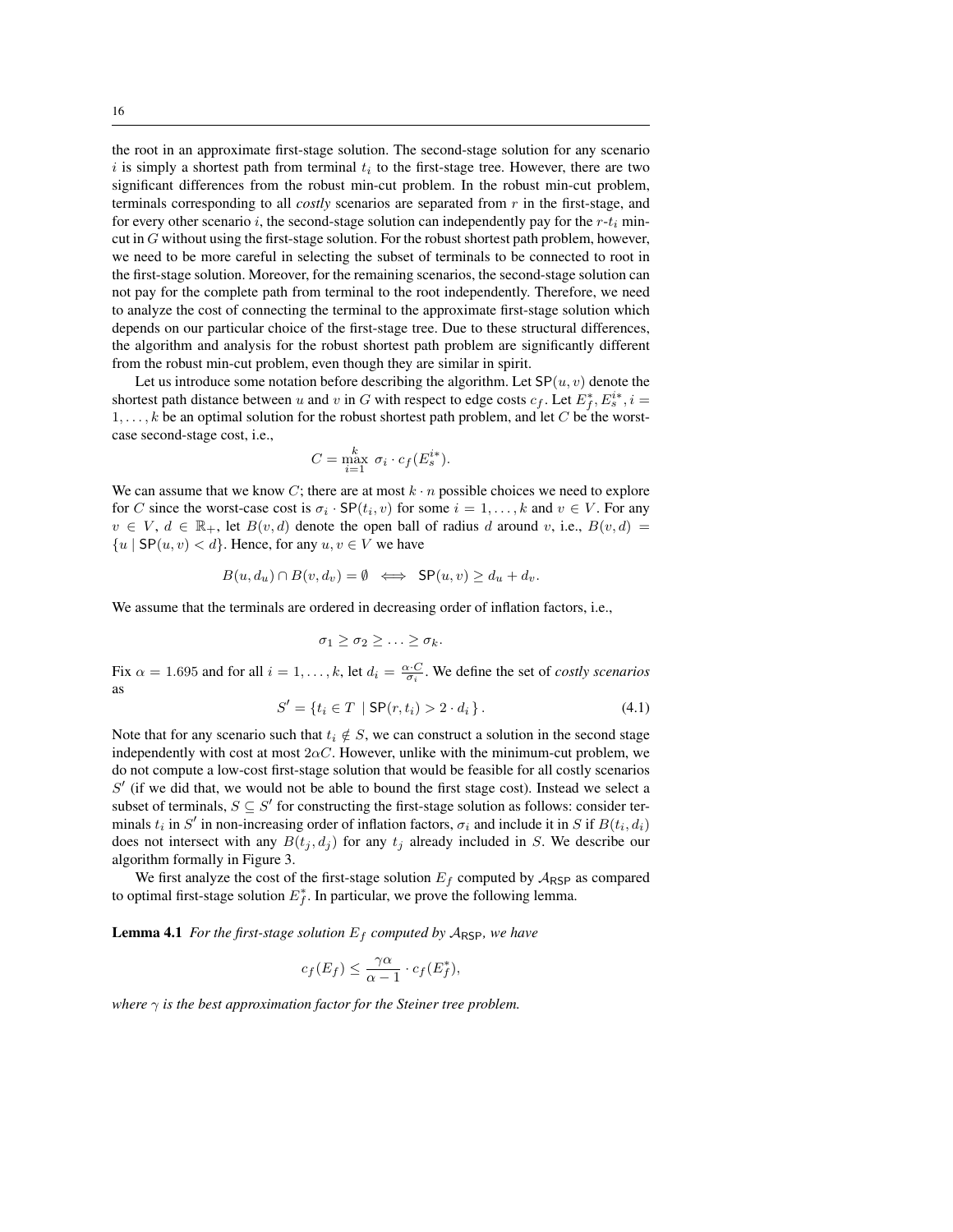the root in an approximate first-stage solution. The second-stage solution for any scenario $i$ is simply a shortest path from terminal $t_i$ to the first-stage tree. However, there are two significant differences from the robust min-cut problem. In the robust min-cut problem, terminals corresponding to all *costly* scenarios are separated from $r$ in the first-stage, and for every other scenario $i$, the second-stage solution can independently pay for the $r$-$t_i$ min-cut in $G$ without using the first-stage solution. For the robust shortest path problem, however, we need to be more careful in selecting the subset of terminals to be connected to root in the first-stage solution. Moreover, for the remaining scenarios, the second-stage solution can not pay for the complete path from terminal to the root independently. Therefore, we need to analyze the cost of connecting the terminal to the approximate first-stage solution which depends on our particular choice of the first-stage tree. Due to these structural differences, the algorithm and analysis for the robust shortest path problem are significantly different from the robust min-cut problem, even though they are similar in spirit.

Let us introduce some notation before describing the algorithm. Let $\mathsf{SP}(u, v)$ denote the shortest path distance between $u$ and $v$ in $G$ with respect to edge costs $c_f$. Let $E_f^*, E_s^{i*}, i = 1, \ldots, k$ be an optimal solution for the robust shortest path problem, and let $C$ be the worst-case second-stage cost, i.e.,

$$C = \max_{i=1}^{k} \ \sigma_i \cdot c_f(E_s^{i*}).$$

We can assume that we know $C$; there are at most $k \cdot n$ possible choices we need to explore for $C$ since the worst-case cost is $\sigma_i \cdot \mathsf{SP}(t_i, v)$ for some $i = 1, \ldots, k$ and $v \in V$. For any $v \in V$, $d \in \mathbb{R}_+$, let $B(v, d)$ denote the open ball of radius $d$ around $v$, i.e., $B(v, d) = \{u \mid \mathsf{SP}(u, v) < d\}$. Hence, for any $u, v \in V$ we have

$$B(u, d_u) \cap B(v, d_v) = \emptyset \iff \mathsf{SP}(u, v) \geq d_u + d_v.$$

We assume that the terminals are ordered in decreasing order of inflation factors, i.e.,

$$\sigma_1 \geq \sigma_2 \geq \ldots \geq \sigma_k.$$

Fix $\alpha = 1.695$ and for all $i = 1, \ldots, k$, let $d_i = \frac{\alpha \cdot C}{\sigma_i}$. We define the set of *costly scenarios* as

$$S' = \{t_i \in T \mid \mathsf{SP}(r, t_i) > 2 \cdot d_i\}. \tag{4.1}$$

Note that for any scenario such that $t_i \notin S$, we can construct a solution in the second stage independently with cost at most $2\alpha C$. However, unlike with the minimum-cut problem, we do not compute a low-cost first-stage solution that would be feasible for all costly scenarios $S'$ (if we did that, we would not be able to bound the first stage cost). Instead we select a subset of terminals, $S \subseteq S'$ for constructing the first-stage solution as follows: consider terminals $t_i$ in $S'$ in non-increasing order of inflation factors, $\sigma_i$ and include it in $S$ if $B(t_i, d_i)$ does not intersect with any $B(t_j, d_j)$ for any $t_j$ already included in $S$. We describe our algorithm formally in Figure 3.

We first analyze the cost of the first-stage solution $E_f$ computed by $\mathcal{A}_{\mathsf{RSP}}$ as compared to optimal first-stage solution $E_f^*$. In particular, we prove the following lemma.

**Lemma 4.1** *For the first-stage solution $E_f$ computed by $\mathcal{A}_{\mathsf{RSP}}$, we have*

$$c_f(E_f) \leq \frac{\gamma\alpha}{\alpha - 1} \cdot c_f(E_f^*),$$

*where $\gamma$ is the best approximation factor for the Steiner tree problem.*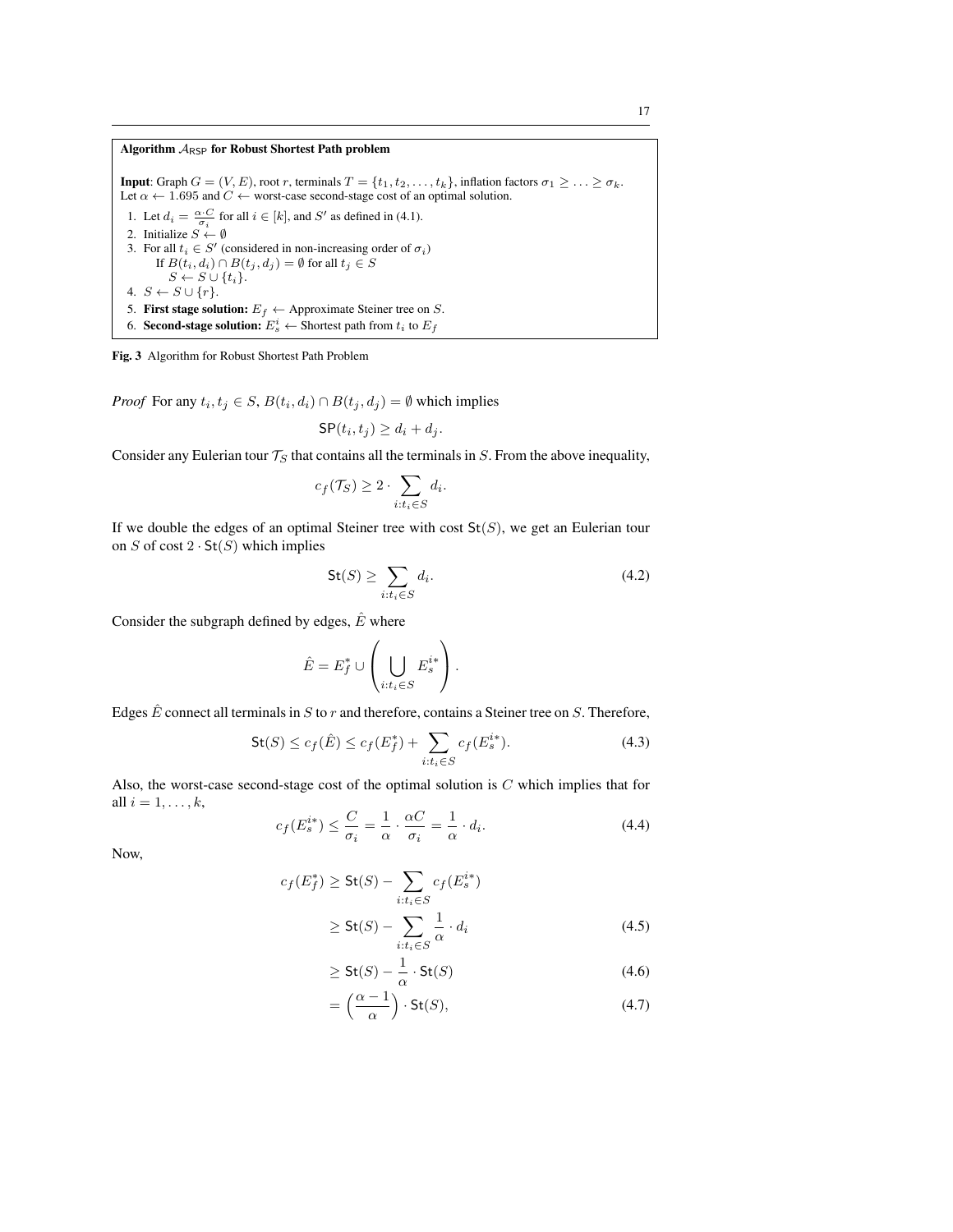**Algorithm $\mathcal{A}_{\mathsf{RSP}}$ for Robust Shortest Path problem**

**Input**: Graph $G = (V, E)$, root $r$, terminals $T = \{t_1, t_2, \ldots, t_k\}$, inflation factors $\sigma_1 \geq \ldots \geq \sigma_k$.
Let $\alpha \leftarrow 1.695$ and $C \leftarrow$ worst-case second-stage cost of an optimal solution.

1. Let $d_i = \frac{\alpha \cdot C}{\sigma_i}$ for all $i \in [k]$, and $S'$ as defined in (4.1).
2. Initialize $S \leftarrow \emptyset$
3. For all $t_i \in S'$ (considered in non-increasing order of $\sigma_i$)
   If $B(t_i, d_i) \cap B(t_j, d_j) = \emptyset$ for all $t_j \in S$
   $S \leftarrow S \cup \{t_i\}$.
4. $S \leftarrow S \cup \{r\}$.
5. **First stage solution:** $E_f \leftarrow$ Approximate Steiner tree on $S$.
6. **Second-stage solution:** $E_s^i \leftarrow$ Shortest path from $t_i$ to $E_f$

**Fig. 3** Algorithm for Robust Shortest Path Problem

*Proof* For any $t_i, t_j \in S$, $B(t_i, d_i) \cap B(t_j, d_j) = \emptyset$ which implies

$$\mathsf{SP}(t_i, t_j) \geq d_i + d_j.$$

Consider any Eulerian tour $\mathcal{T}_S$ that contains all the terminals in $S$. From the above inequality,

$$c_f(\mathcal{T}_S) \geq 2 \cdot \sum_{i: t_i \in S} d_i.$$

If we double the edges of an optimal Steiner tree with cost $\mathsf{St}(S)$, we get an Eulerian tour on $S$ of cost $2 \cdot \mathsf{St}(S)$ which implies

$$\mathsf{St}(S) \geq \sum_{i: t_i \in S} d_i. \tag{4.2}$$

Consider the subgraph defined by edges, $\hat{E}$ where

$$\hat{E} = E_f^* \cup \left( \bigcup_{i: t_i \in S} E_s^{i*} \right).$$

Edges $\hat{E}$ connect all terminals in $S$ to $r$ and therefore, contains a Steiner tree on $S$. Therefore,

$$\mathsf{St}(S) \leq c_f(\hat{E}) \leq c_f(E_f^*) + \sum_{i: t_i \in S} c_f(E_s^{i*}). \tag{4.3}$$

Also, the worst-case second-stage cost of the optimal solution is $C$ which implies that for all $i = 1, \ldots, k$,

$$c_f(E_s^{i*}) \leq \frac{C}{\sigma_i} = \frac{1}{\alpha} \cdot \frac{\alpha C}{\sigma_i} = \frac{1}{\alpha} \cdot d_i. \tag{4.4}$$

Now,

$$c_f(E_f^*) \geq \mathsf{St}(S) - \sum_{i: t_i \in S} c_f(E_s^{i*})$$

$$\geq \mathsf{St}(S) - \sum_{i: t_i \in S} \frac{1}{\alpha} \cdot d_i \tag{4.5}$$

$$\geq \mathsf{St}(S) - \frac{1}{\alpha} \cdot \mathsf{St}(S) \tag{4.6}$$

$$= \left( \frac{\alpha - 1}{\alpha} \right) \cdot \mathsf{St}(S), \tag{4.7}$$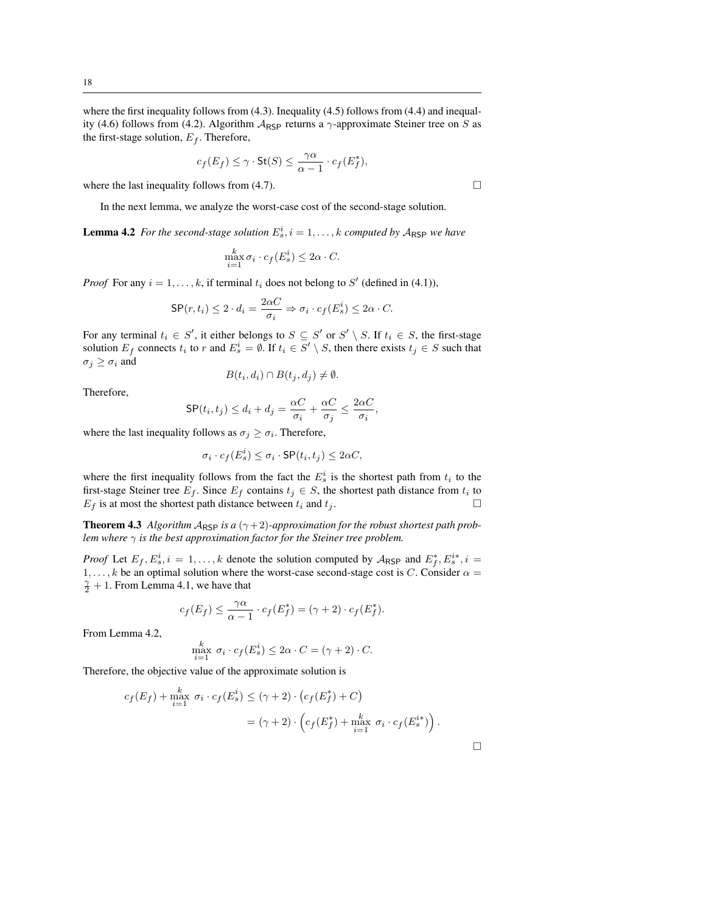where the first inequality follows from (4.3). Inequality (4.5) follows from (4.4) and inequality (4.6) follows from (4.2). Algorithm $\mathcal{A}_{\mathsf{RSP}}$ returns a $\gamma$-approximate Steiner tree on $S$ as the first-stage solution, $E_f$. Therefore,

$$c_f(E_f) \leq \gamma \cdot \mathsf{St}(S) \leq \frac{\gamma\alpha}{\alpha - 1} \cdot c_f(E_f^*),$$

where the last inequality follows from (4.7). □

In the next lemma, we analyze the worst-case cost of the second-stage solution.

**Lemma 4.2** *For the second-stage solution $E_s^i, i = 1, \ldots, k$ computed by $\mathcal{A}_{\mathsf{RSP}}$ we have*

$$\max_{i=1}^{k} \sigma_i \cdot c_f(E_s^i) \leq 2\alpha \cdot C.$$

*Proof* For any $i = 1, \ldots, k$, if terminal $t_i$ does not belong to $S'$ (defined in (4.1)),

$$\mathsf{SP}(r, t_i) \leq 2 \cdot d_i = \frac{2\alpha C}{\sigma_i} \Rightarrow \sigma_i \cdot c_f(E_s^i) \leq 2\alpha \cdot C.$$

For any terminal $t_i \in S'$, it either belongs to $S \subseteq S'$ or $S' \setminus S$. If $t_i \in S$, the first-stage solution $E_f$ connects $t_i$ to $r$ and $E_s^i = \emptyset$. If $t_i \in S' \setminus S$, then there exists $t_j \in S$ such that $\sigma_j \geq \sigma_i$ and

$$B(t_i, d_i) \cap B(t_j, d_j) \neq \emptyset.$$

Therefore,

$$\mathsf{SP}(t_i, t_j) \leq d_i + d_j = \frac{\alpha C}{\sigma_i} + \frac{\alpha C}{\sigma_j} \leq \frac{2\alpha C}{\sigma_i},$$

where the last inequality follows as $\sigma_j \geq \sigma_i$. Therefore,

$$\sigma_i \cdot c_f(E_s^i) \leq \sigma_i \cdot \mathsf{SP}(t_i, t_j) \leq 2\alpha C,$$

where the first inequality follows from the fact the $E_s^i$ is the shortest path from $t_i$ to the first-stage Steiner tree $E_f$. Since $E_f$ contains $t_j \in S$, the shortest path distance from $t_i$ to $E_f$ is at most the shortest path distance between $t_i$ and $t_j$. □

**Theorem 4.3** *Algorithm $\mathcal{A}_{\mathsf{RSP}}$ is a $(\gamma+2)$-approximation for the robust shortest path problem where $\gamma$ is the best approximation factor for the Steiner tree problem.*

*Proof* Let $E_f, E_s^i, i = 1, \ldots, k$ denote the solution computed by $\mathcal{A}_{\mathsf{RSP}}$ and $E_f^*, E_s^{i*}, i = 1, \ldots, k$ be an optimal solution where the worst-case second-stage cost is $C$. Consider $\alpha = \frac{\gamma}{2} + 1$. From Lemma 4.1, we have that

$$c_f(E_f) \leq \frac{\gamma\alpha}{\alpha - 1} \cdot c_f(E_f^*) = (\gamma + 2) \cdot c_f(E_f^*).$$

From Lemma 4.2,

$$\max_{i=1}^{k} \ \sigma_i \cdot c_f(E_s^i) \leq 2\alpha \cdot C = (\gamma + 2) \cdot C.$$

Therefore, the objective value of the approximate solution is

$$\begin{aligned} c_f(E_f) + \max_{i=1}^{k} \ \sigma_i \cdot c_f(E_s^i) &\leq (\gamma + 2) \cdot \left(c_f(E_f^*) + C\right) \\ &= (\gamma + 2) \cdot \left(c_f(E_f^*) + \max_{i=1}^{k} \ \sigma_i \cdot c_f(E_s^{i*})\right). \end{aligned}$$

□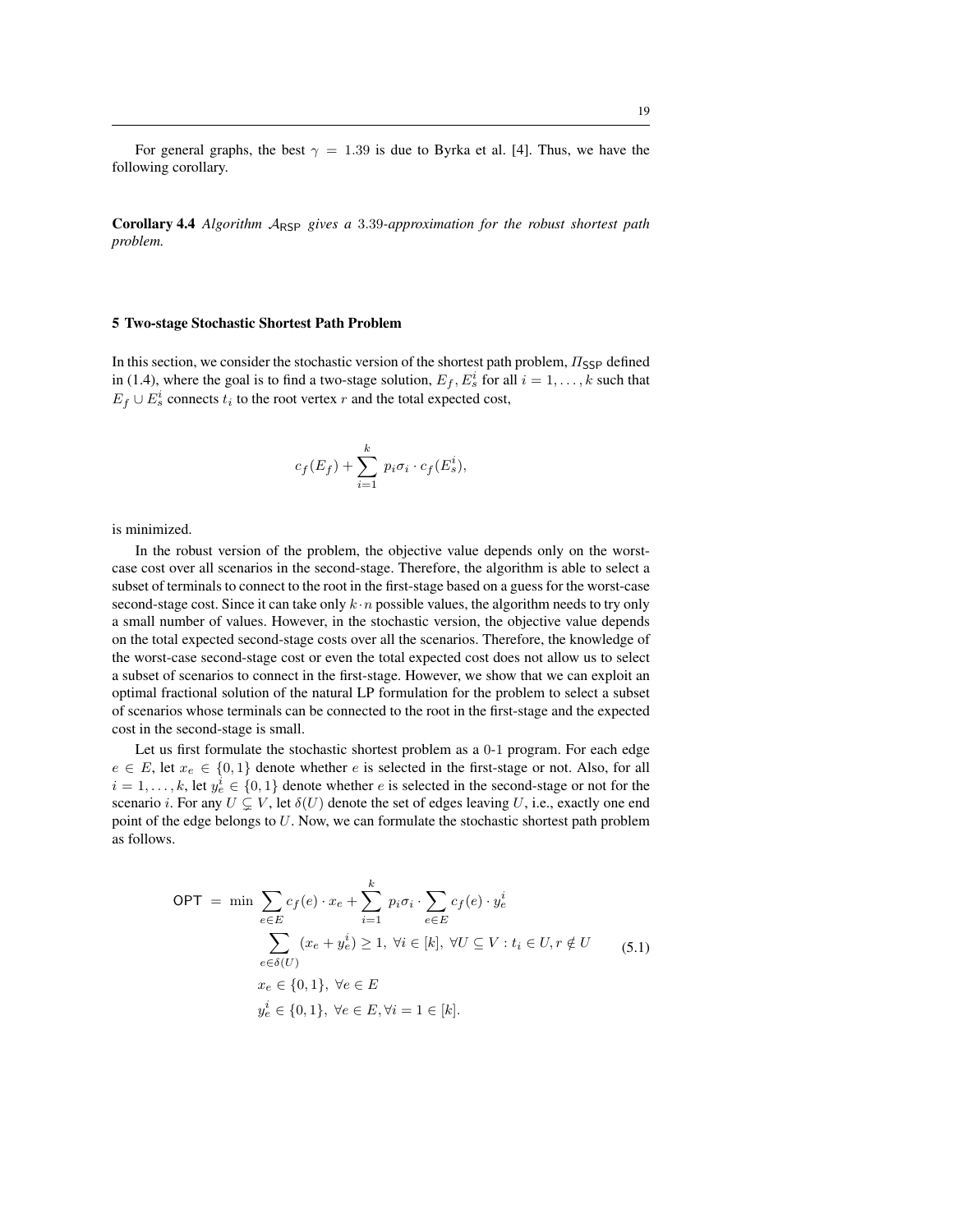For general graphs, the best $\gamma = 1.39$ is due to Byrka et al. [4]. Thus, we have the following corollary.

**Corollary 4.4** *Algorithm $\mathcal{A}_{\mathsf{RSP}}$ gives a 3.39-approximation for the robust shortest path problem.*

## 5 Two-stage Stochastic Shortest Path Problem

In this section, we consider the stochastic version of the shortest path problem, $\Pi_{\mathsf{SSP}}$ defined in (1.4), where the goal is to find a two-stage solution, $E_f, E_s^i$ for all $i = 1, \ldots, k$ such that $E_f \cup E_s^i$ connects $t_i$ to the root vertex $r$ and the total expected cost,

$$c_f(E_f) + \sum_{i=1}^{k} p_i \sigma_i \cdot c_f(E_s^i),$$

is minimized.

In the robust version of the problem, the objective value depends only on the worst-case cost over all scenarios in the second-stage. Therefore, the algorithm is able to select a subset of terminals to connect to the root in the first-stage based on a guess for the worst-case second-stage cost. Since it can take only $k \cdot n$ possible values, the algorithm needs to try only a small number of values. However, in the stochastic version, the objective value depends on the total expected second-stage costs over all the scenarios. Therefore, the knowledge of the worst-case second-stage cost or even the total expected cost does not allow us to select a subset of scenarios to connect in the first-stage. However, we show that we can exploit an optimal fractional solution of the natural LP formulation for the problem to select a subset of scenarios whose terminals can be connected to the root in the first-stage and the expected cost in the second-stage is small.

Let us first formulate the stochastic shortest problem as a 0-1 program. For each edge $e \in E$, let $x_e \in \{0, 1\}$ denote whether $e$ is selected in the first-stage or not. Also, for all $i = 1, \ldots, k$, let $y_e^i \in \{0, 1\}$ denote whether $e$ is selected in the second-stage or not for the scenario $i$. For any $U \subsetneq V$, let $\delta(U)$ denote the set of edges leaving $U$, i.e., exactly one end point of the edge belongs to $U$. Now, we can formulate the stochastic shortest path problem as follows.

$$\begin{aligned} \mathsf{OPT} \;=\; \min \; & \sum_{e \in E} c_f(e) \cdot x_e + \sum_{i=1}^{k} p_i \sigma_i \cdot \sum_{e \in E} c_f(e) \cdot y_e^i \\ & \sum_{e \in \delta(U)} (x_e + y_e^i) \geq 1, \; \forall i \in [k], \; \forall U \subseteq V : t_i \in U, r \notin U \\ & x_e \in \{0, 1\}, \; \forall e \in E \\ & y_e^i \in \{0, 1\}, \; \forall e \in E, \forall i = 1 \in [k]. \end{aligned} \tag{5.1}$$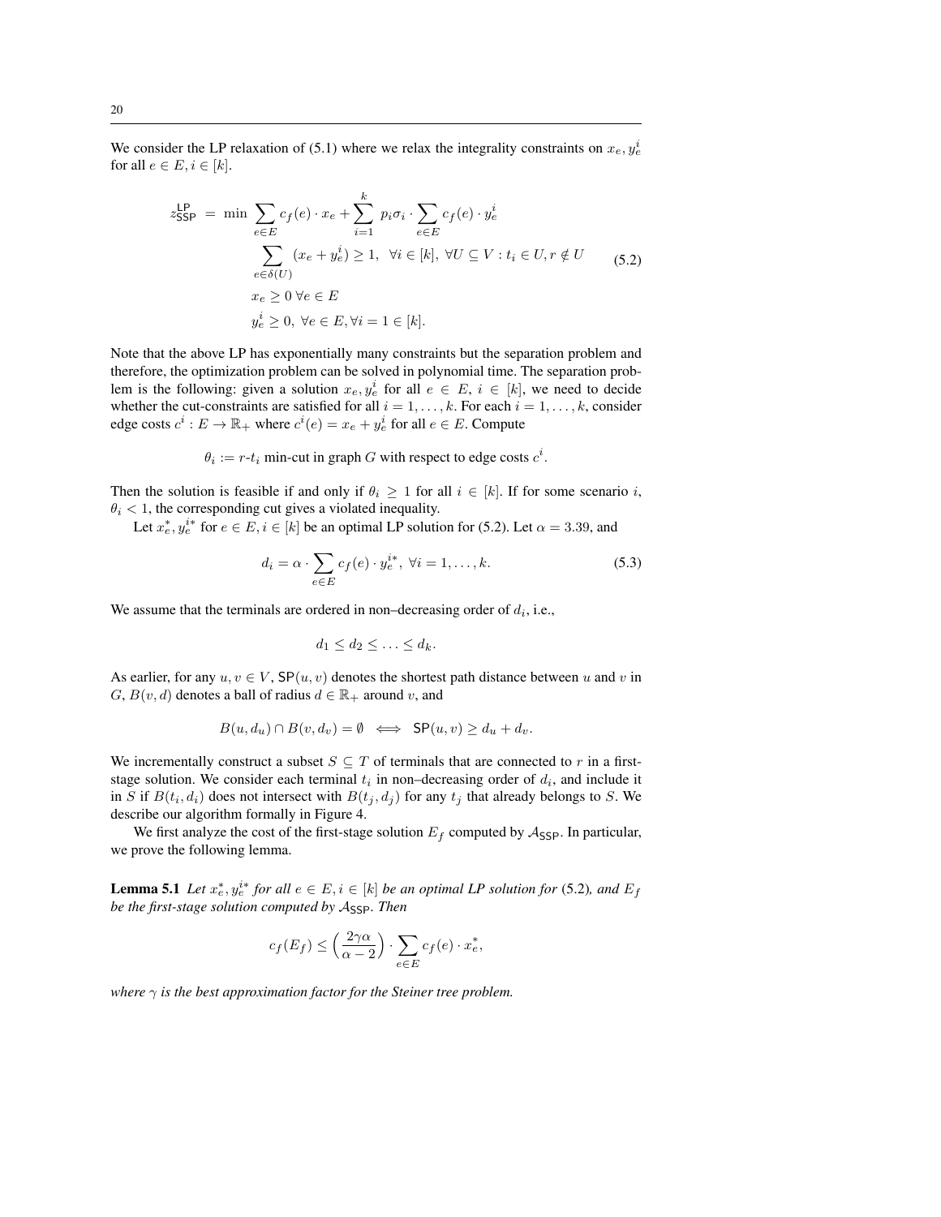We consider the LP relaxation of (5.1) where we relax the integrality constraints on $x_e, y_e^i$ for all $e \in E, i \in [k]$.

$$
\begin{aligned}
z_{\mathsf{SSP}}^{\mathsf{LP}} \;=\; \min \; & \sum_{e \in E} c_f(e) \cdot x_e + \sum_{i=1}^{k} p_i \sigma_i \cdot \sum_{e \in E} c_f(e) \cdot y_e^i \\
& \sum_{e \in \delta(U)} (x_e + y_e^i) \geq 1, \;\; \forall i \in [k], \; \forall U \subseteq V : t_i \in U, r \notin U \\
& x_e \geq 0 \; \forall e \in E \\
& y_e^i \geq 0, \; \forall e \in E, \forall i = 1 \in [k].
\end{aligned}
\tag{5.2}
$$

Note that the above LP has exponentially many constraints but the separation problem and therefore, the optimization problem can be solved in polynomial time. The separation problem is the following: given a solution $x_e, y_e^i$ for all $e \in E$, $i \in [k]$, we need to decide whether the cut-constraints are satisfied for all $i = 1, \ldots, k$. For each $i = 1, \ldots, k$, consider edge costs $c^i : E \to \mathbb{R}_+$ where $c^i(e) = x_e + y_e^i$ for all $e \in E$. Compute

$$\theta_i := r\text{-}t_i \text{ min-cut in graph } G \text{ with respect to edge costs } c^i.$$

Then the solution is feasible if and only if $\theta_i \geq 1$ for all $i \in [k]$. If for some scenario $i$, $\theta_i < 1$, the corresponding cut gives a violated inequality.

Let $x_e^*, y_e^{i*}$ for $e \in E, i \in [k]$ be an optimal LP solution for (5.2). Let $\alpha = 3.39$, and

$$d_i = \alpha \cdot \sum_{e \in E} c_f(e) \cdot y_e^{i*}, \; \forall i = 1, \ldots, k. \tag{5.3}$$

We assume that the terminals are ordered in non–decreasing order of $d_i$, i.e.,

$$d_1 \leq d_2 \leq \ldots \leq d_k.$$

As earlier, for any $u, v \in V$, $\mathsf{SP}(u, v)$ denotes the shortest path distance between $u$ and $v$ in $G$, $B(v, d)$ denotes a ball of radius $d \in \mathbb{R}_+$ around $v$, and

$$B(u, d_u) \cap B(v, d_v) = \emptyset \iff \mathsf{SP}(u, v) \geq d_u + d_v.$$

We incrementally construct a subset $S \subseteq T$ of terminals that are connected to $r$ in a first-stage solution. We consider each terminal $t_i$ in non–decreasing order of $d_i$, and include it in $S$ if $B(t_i, d_i)$ does not intersect with $B(t_j, d_j)$ for any $t_j$ that already belongs to $S$. We describe our algorithm formally in Figure 4.

We first analyze the cost of the first-stage solution $E_f$ computed by $\mathcal{A}_{\mathsf{SSP}}$. In particular, we prove the following lemma.

**Lemma 5.1** *Let $x_e^*, y_e^{i*}$ for all $e \in E, i \in [k]$ be an optimal LP solution for* (5.2)*, and $E_f$ be the first-stage solution computed by $\mathcal{A}_{\mathsf{SSP}}$. Then*

$$c_f(E_f) \leq \left( \frac{2\gamma\alpha}{\alpha - 2} \right) \cdot \sum_{e \in E} c_f(e) \cdot x_e^*,$$

*where $\gamma$ is the best approximation factor for the Steiner tree problem.*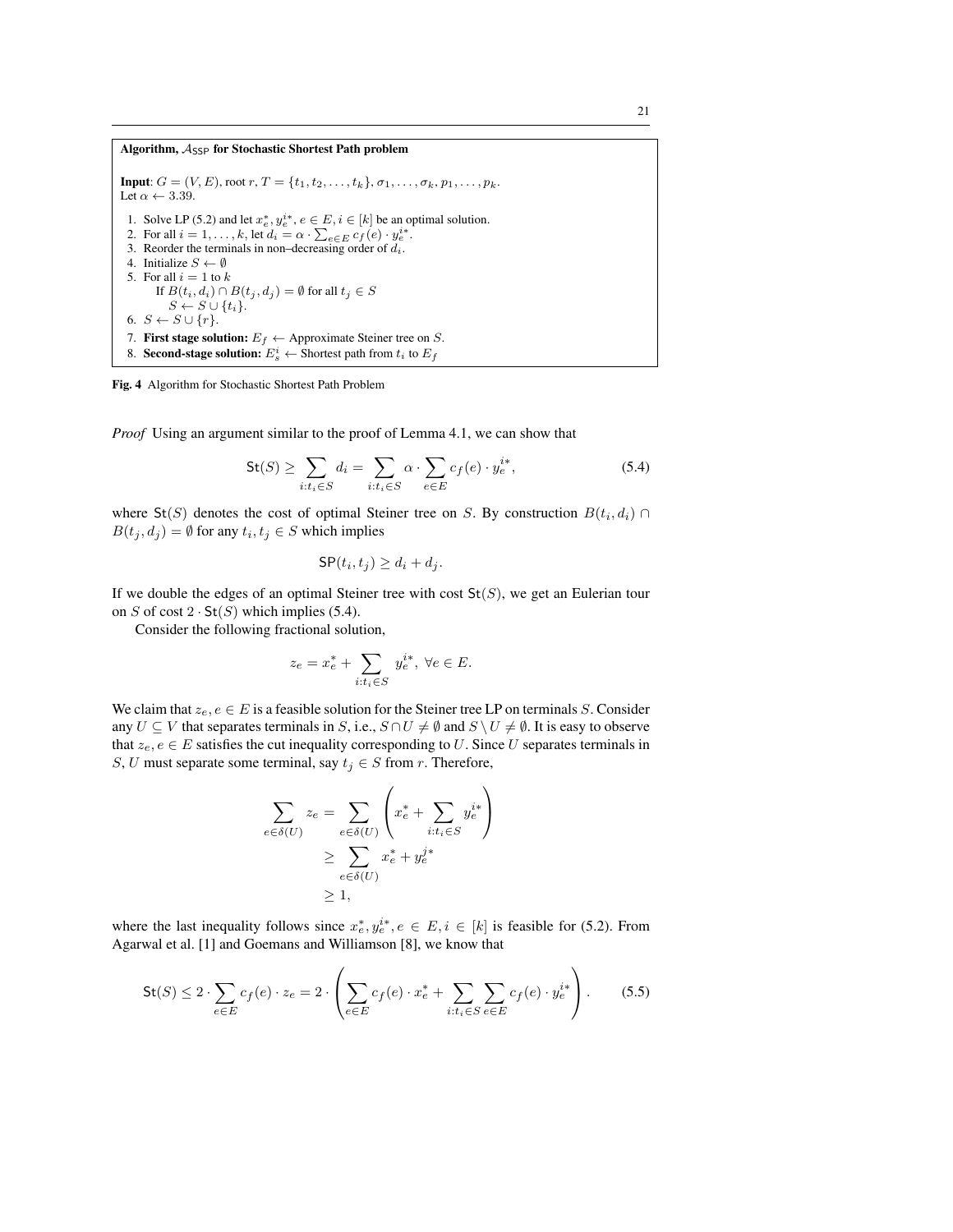**Algorithm, $\mathcal{A}_{\mathsf{SSP}}$ for Stochastic Shortest Path problem**

**Input**: $G = (V, E)$, root $r$, $T = \{t_1, t_2, \ldots, t_k\}, \sigma_1, \ldots, \sigma_k, p_1, \ldots, p_k$.
Let $\alpha \leftarrow 3.39$.

1. Solve LP (5.2) and let $x_e^*, y_e^{i*}, e \in E, i \in [k]$ be an optimal solution.
2. For all $i = 1, \ldots, k$, let $d_i = \alpha \cdot \sum_{e \in E} c_f(e) \cdot y_e^{i*}$.
3. Reorder the terminals in non–decreasing order of $d_i$.
4. Initialize $S \leftarrow \emptyset$
5. For all $i = 1$ to $k$
   If $B(t_i, d_i) \cap B(t_j, d_j) = \emptyset$ for all $t_j \in S$
   $S \leftarrow S \cup \{t_i\}$.
6. $S \leftarrow S \cup \{r\}$.
7. **First stage solution:** $E_f \leftarrow$ Approximate Steiner tree on $S$.
8. **Second-stage solution:** $E_s^i \leftarrow$ Shortest path from $t_i$ to $E_f$

**Fig. 4** Algorithm for Stochastic Shortest Path Problem

*Proof* Using an argument similar to the proof of Lemma 4.1, we can show that

$$\mathsf{St}(S) \geq \sum_{i:t_i \in S} d_i = \sum_{i:t_i \in S} \alpha \cdot \sum_{e \in E} c_f(e) \cdot y_e^{i*}, \tag{5.4}$$

where $\mathsf{St}(S)$ denotes the cost of optimal Steiner tree on $S$. By construction $B(t_i, d_i) \cap B(t_j, d_j) = \emptyset$ for any $t_i, t_j \in S$ which implies

$$\mathsf{SP}(t_i, t_j) \geq d_i + d_j.$$

If we double the edges of an optimal Steiner tree with cost $\mathsf{St}(S)$, we get an Eulerian tour on $S$ of cost $2 \cdot \mathsf{St}(S)$ which implies (5.4).

Consider the following fractional solution,

$$z_e = x_e^* + \sum_{i:t_i \in S} y_e^{i*}, \ \forall e \in E.$$

We claim that $z_e, e \in E$ is a feasible solution for the Steiner tree LP on terminals $S$. Consider any $U \subseteq V$ that separates terminals in $S$, i.e., $S \cap U \neq \emptyset$ and $S \setminus U \neq \emptyset$. It is easy to observe that $z_e, e \in E$ satisfies the cut inequality corresponding to $U$. Since $U$ separates terminals in $S$, $U$ must separate some terminal, say $t_j \in S$ from $r$. Therefore,

$$\begin{aligned}
\sum_{e \in \delta(U)} z_e &= \sum_{e \in \delta(U)} \left( x_e^* + \sum_{i:t_i \in S} y_e^{i*} \right) \\
&\geq \sum_{e \in \delta(U)} x_e^* + y_e^{j*} \\
&\geq 1,
\end{aligned}$$

where the last inequality follows since $x_e^*, y_e^{i*}, e \in E, i \in [k]$ is feasible for (5.2). From Agarwal et al. [1] and Goemans and Williamson [8], we know that

$$\mathsf{St}(S) \leq 2 \cdot \sum_{e \in E} c_f(e) \cdot z_e = 2 \cdot \left( \sum_{e \in E} c_f(e) \cdot x_e^* + \sum_{i:t_i \in S} \sum_{e \in E} c_f(e) \cdot y_e^{i*} \right). \tag{5.5}$$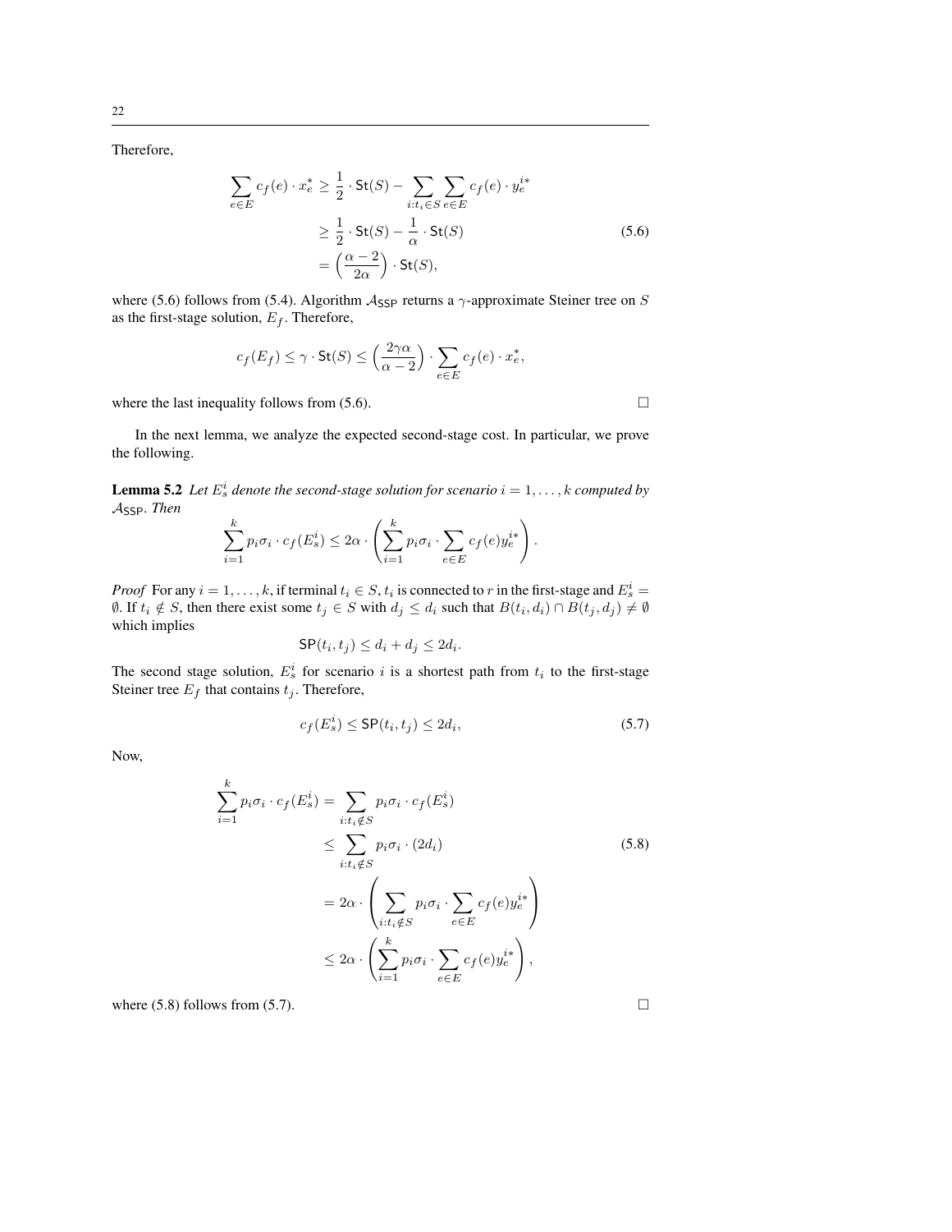Therefore,

$$
\begin{aligned}
\sum_{e \in E} c_f(e) \cdot x_e^* &\geq \frac{1}{2} \cdot \mathsf{St}(S) - \sum_{i: t_i \in S} \sum_{e \in E} c_f(e) \cdot y_e^{i*} \\
&\geq \frac{1}{2} \cdot \mathsf{St}(S) - \frac{1}{\alpha} \cdot \mathsf{St}(S) \qquad (5.6) \\
&= \left( \frac{\alpha - 2}{2\alpha} \right) \cdot \mathsf{St}(S),
\end{aligned}
$$

where (5.6) follows from (5.4). Algorithm $\mathcal{A}_{\mathsf{SSP}}$ returns a $\gamma$-approximate Steiner tree on $S$ as the first-stage solution, $E_f$. Therefore,

$$
c_f(E_f) \leq \gamma \cdot \mathsf{St}(S) \leq \left( \frac{2\gamma\alpha}{\alpha - 2} \right) \cdot \sum_{e \in E} c_f(e) \cdot x_e^*,
$$

where the last inequality follows from (5.6). □

In the next lemma, we analyze the expected second-stage cost. In particular, we prove the following.

**Lemma 5.2** *Let $E_s^i$ denote the second-stage solution for scenario $i = 1, \ldots, k$ computed by $\mathcal{A}_{\mathsf{SSP}}$. Then*

$$
\sum_{i=1}^{k} p_i \sigma_i \cdot c_f(E_s^i) \leq 2\alpha \cdot \left( \sum_{i=1}^{k} p_i \sigma_i \cdot \sum_{e \in E} c_f(e) y_e^{i*} \right).
$$

*Proof* For any $i = 1, \ldots, k$, if terminal $t_i \in S$, $t_i$ is connected to $r$ in the first-stage and $E_s^i = \emptyset$. If $t_i \notin S$, then there exist some $t_j \in S$ with $d_j \leq d_i$ such that $B(t_i, d_i) \cap B(t_j, d_j) \neq \emptyset$ which implies

$$
\mathsf{SP}(t_i, t_j) \leq d_i + d_j \leq 2d_i.
$$

The second stage solution, $E_s^i$ for scenario $i$ is a shortest path from $t_i$ to the first-stage Steiner tree $E_f$ that contains $t_j$. Therefore,

$$
c_f(E_s^i) \leq \mathsf{SP}(t_i, t_j) \leq 2d_i, \qquad (5.7)
$$

Now,

$$
\begin{aligned}
\sum_{i=1}^{k} p_i \sigma_i \cdot c_f(E_s^i) &= \sum_{i: t_i \notin S} p_i \sigma_i \cdot c_f(E_s^i) \\
&\leq \sum_{i: t_i \notin S} p_i \sigma_i \cdot (2d_i) \qquad (5.8) \\
&= 2\alpha \cdot \left( \sum_{i: t_i \notin S} p_i \sigma_i \cdot \sum_{e \in E} c_f(e) y_e^{i*} \right) \\
&\leq 2\alpha \cdot \left( \sum_{i=1}^{k} p_i \sigma_i \cdot \sum_{e \in E} c_f(e) y_e^{i*} \right),
\end{aligned}
$$

where (5.8) follows from (5.7). □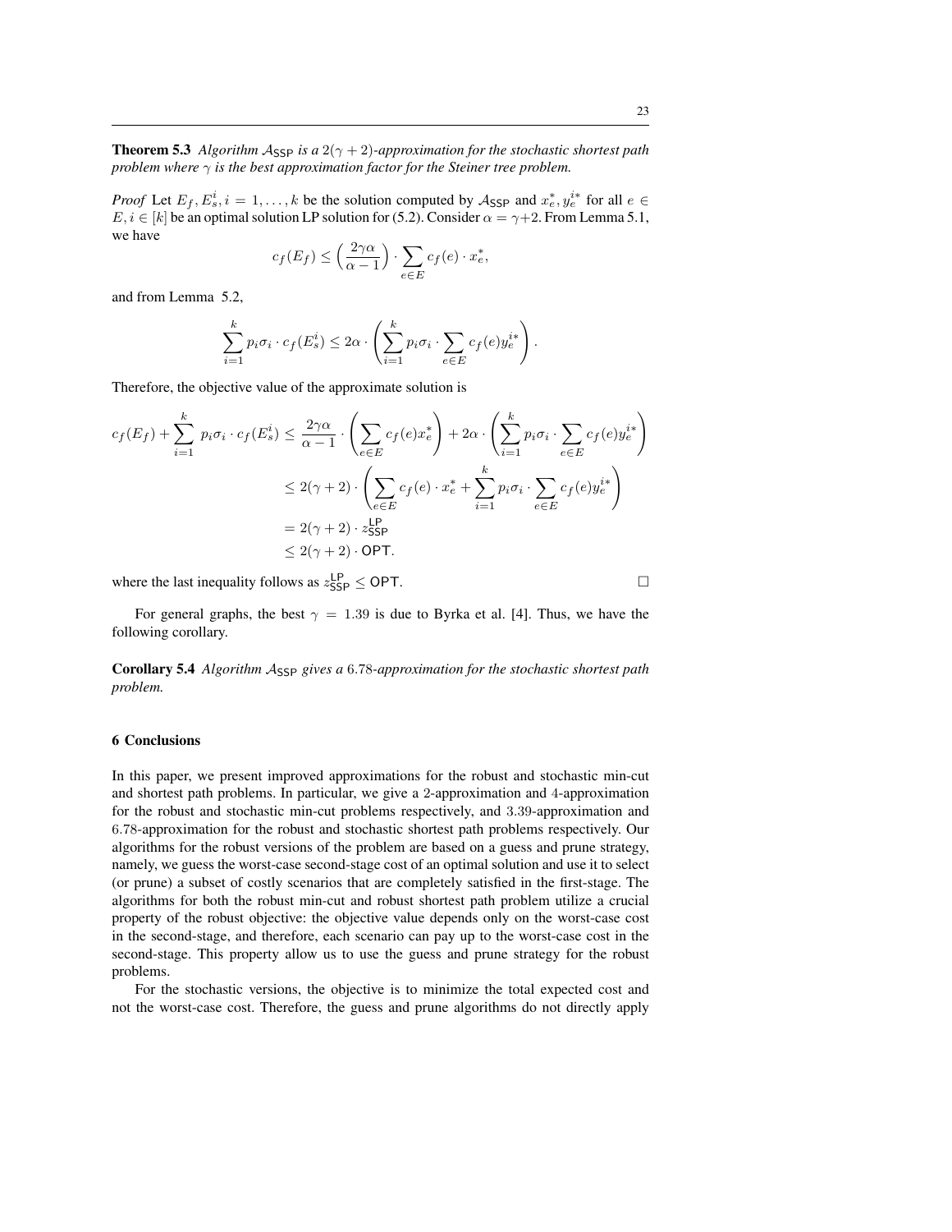**Theorem 5.3** *Algorithm $\mathcal{A}_{\mathsf{SSP}}$ is a $2(\gamma+2)$-approximation for the stochastic shortest path problem where $\gamma$ is the best approximation factor for the Steiner tree problem.*

*Proof* Let $E_f, E_s^i, i = 1, \ldots, k$ be the solution computed by $\mathcal{A}_{\mathsf{SSP}}$ and $x_e^*, y_e^{i*}$ for all $e \in E, i \in [k]$ be an optimal solution LP solution for (5.2). Consider $\alpha = \gamma+2$. From Lemma 5.1, we have

$$c_f(E_f) \leq \Big(\frac{2\gamma\alpha}{\alpha-1}\Big) \cdot \sum_{e \in E} c_f(e) \cdot x_e^*,$$

and from Lemma 5.2,

$$\sum_{i=1}^{k} p_i\sigma_i \cdot c_f(E_s^i) \leq 2\alpha \cdot \left(\sum_{i=1}^{k} p_i\sigma_i \cdot \sum_{e \in E} c_f(e) y_e^{i*}\right).$$

Therefore, the objective value of the approximate solution is

$$\begin{aligned}
c_f(E_f) + \sum_{i=1}^{k} p_i\sigma_i \cdot c_f(E_s^i) &\leq \frac{2\gamma\alpha}{\alpha-1} \cdot \left(\sum_{e \in E} c_f(e) x_e^*\right) + 2\alpha \cdot \left(\sum_{i=1}^{k} p_i\sigma_i \cdot \sum_{e \in E} c_f(e) y_e^{i*}\right) \\
&\leq 2(\gamma+2) \cdot \left(\sum_{e \in E} c_f(e) \cdot x_e^* + \sum_{i=1}^{k} p_i\sigma_i \cdot \sum_{e \in E} c_f(e) y_e^{i*}\right) \\
&= 2(\gamma+2) \cdot z_{\mathsf{SSP}}^{\mathsf{LP}} \\
&\leq 2(\gamma+2) \cdot \mathsf{OPT}.
\end{aligned}$$

where the last inequality follows as $z_{\mathsf{SSP}}^{\mathsf{LP}} \leq \mathsf{OPT}$. □

For general graphs, the best $\gamma = 1.39$ is due to Byrka et al. [4]. Thus, we have the following corollary.

**Corollary 5.4** *Algorithm $\mathcal{A}_{\mathsf{SSP}}$ gives a $6.78$-approximation for the stochastic shortest path problem.*

## 6 Conclusions

In this paper, we present improved approximations for the robust and stochastic min-cut and shortest path problems. In particular, we give a $2$-approximation and $4$-approximation for the robust and stochastic min-cut problems respectively, and $3.39$-approximation and $6.78$-approximation for the robust and stochastic shortest path problems respectively. Our algorithms for the robust versions of the problem are based on a guess and prune strategy, namely, we guess the worst-case second-stage cost of an optimal solution and use it to select (or prune) a subset of costly scenarios that are completely satisfied in the first-stage. The algorithms for both the robust min-cut and robust shortest path problem utilize a crucial property of the robust objective: the objective value depends only on the worst-case cost in the second-stage, and therefore, each scenario can pay up to the worst-case cost in the second-stage. This property allow us to use the guess and prune strategy for the robust problems.

For the stochastic versions, the objective is to minimize the total expected cost and not the worst-case cost. Therefore, the guess and prune algorithms do not directly apply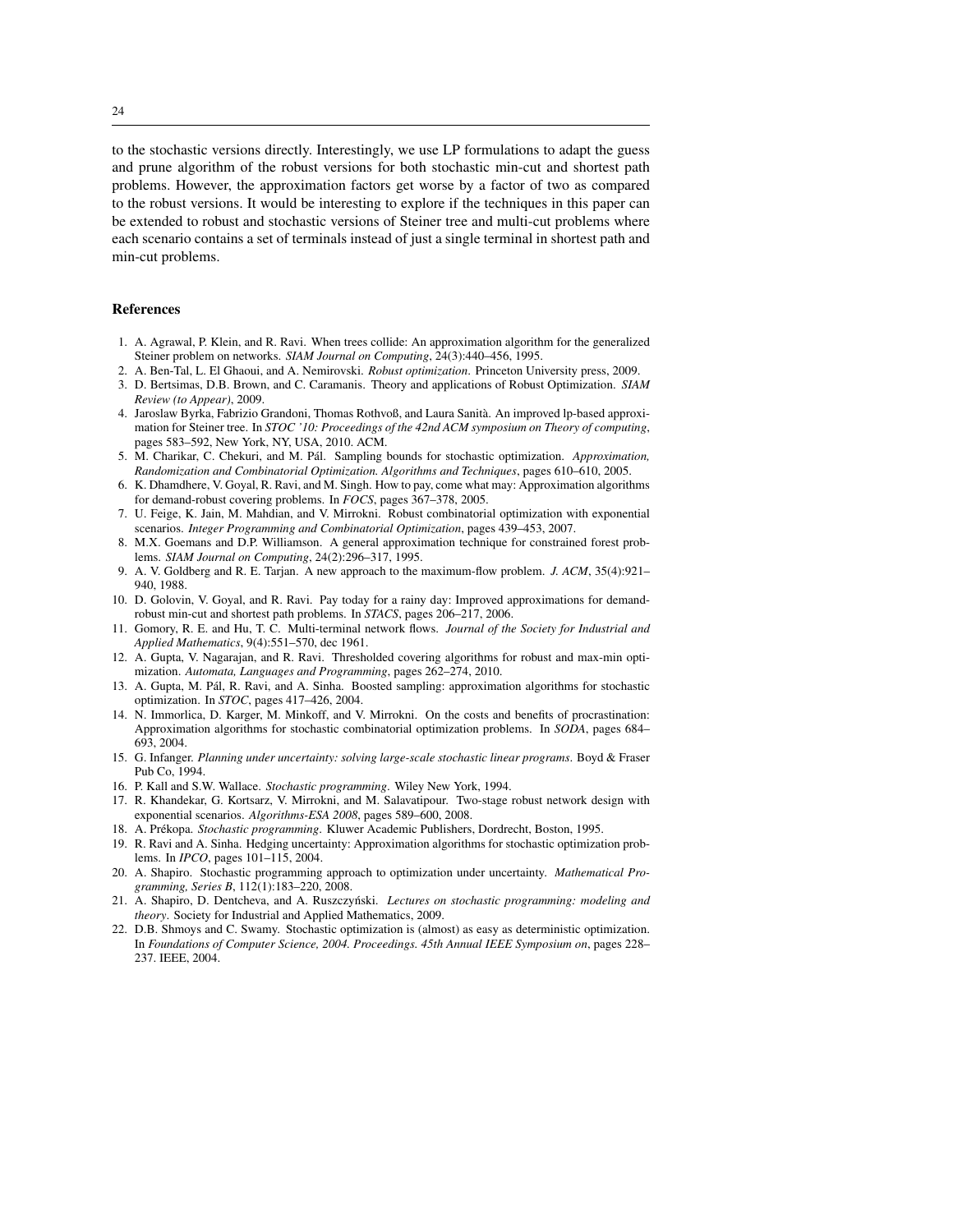to the stochastic versions directly. Interestingly, we use LP formulations to adapt the guess and prune algorithm of the robust versions for both stochastic min-cut and shortest path problems. However, the approximation factors get worse by a factor of two as compared to the robust versions. It would be interesting to explore if the techniques in this paper can be extended to robust and stochastic versions of Steiner tree and multi-cut problems where each scenario contains a set of terminals instead of just a single terminal in shortest path and min-cut problems.

## References

1. A. Agrawal, P. Klein, and R. Ravi. When trees collide: An approximation algorithm for the generalized Steiner problem on networks. *SIAM Journal on Computing*, 24(3):440–456, 1995.
2. A. Ben-Tal, L. El Ghaoui, and A. Nemirovski. *Robust optimization*. Princeton University press, 2009.
3. D. Bertsimas, D.B. Brown, and C. Caramanis. Theory and applications of Robust Optimization. *SIAM Review (to Appear)*, 2009.
4. Jaroslaw Byrka, Fabrizio Grandoni, Thomas Rothvoß, and Laura Sanità. An improved lp-based approximation for Steiner tree. In *STOC '10: Proceedings of the 42nd ACM symposium on Theory of computing*, pages 583–592, New York, NY, USA, 2010. ACM.
5. M. Charikar, C. Chekuri, and M. Pál. Sampling bounds for stochastic optimization. *Approximation, Randomization and Combinatorial Optimization. Algorithms and Techniques*, pages 610–610, 2005.
6. K. Dhamdhere, V. Goyal, R. Ravi, and M. Singh. How to pay, come what may: Approximation algorithms for demand-robust covering problems. In *FOCS*, pages 367–378, 2005.
7. U. Feige, K. Jain, M. Mahdian, and V. Mirrokni. Robust combinatorial optimization with exponential scenarios. *Integer Programming and Combinatorial Optimization*, pages 439–453, 2007.
8. M.X. Goemans and D.P. Williamson. A general approximation technique for constrained forest problems. *SIAM Journal on Computing*, 24(2):296–317, 1995.
9. A. V. Goldberg and R. E. Tarjan. A new approach to the maximum-flow problem. *J. ACM*, 35(4):921–940, 1988.
10. D. Golovin, V. Goyal, and R. Ravi. Pay today for a rainy day: Improved approximations for demand-robust min-cut and shortest path problems. In *STACS*, pages 206–217, 2006.
11. Gomory, R. E. and Hu, T. C. Multi-terminal network flows. *Journal of the Society for Industrial and Applied Mathematics*, 9(4):551–570, dec 1961.
12. A. Gupta, V. Nagarajan, and R. Ravi. Thresholded covering algorithms for robust and max-min optimization. *Automata, Languages and Programming*, pages 262–274, 2010.
13. A. Gupta, M. Pál, R. Ravi, and A. Sinha. Boosted sampling: approximation algorithms for stochastic optimization. In *STOC*, pages 417–426, 2004.
14. N. Immorlica, D. Karger, M. Minkoff, and V. Mirrokni. On the costs and benefits of procrastination: Approximation algorithms for stochastic combinatorial optimization problems. In *SODA*, pages 684–693, 2004.
15. G. Infanger. *Planning under uncertainty: solving large-scale stochastic linear programs*. Boyd & Fraser Pub Co, 1994.
16. P. Kall and S.W. Wallace. *Stochastic programming*. Wiley New York, 1994.
17. R. Khandekar, G. Kortsarz, V. Mirrokni, and M. Salavatipour. Two-stage robust network design with exponential scenarios. *Algorithms-ESA 2008*, pages 589–600, 2008.
18. A. Prékopa. *Stochastic programming*. Kluwer Academic Publishers, Dordrecht, Boston, 1995.
19. R. Ravi and A. Sinha. Hedging uncertainty: Approximation algorithms for stochastic optimization problems. In *IPCO*, pages 101–115, 2004.
20. A. Shapiro. Stochastic programming approach to optimization under uncertainty. *Mathematical Programming, Series B*, 112(1):183–220, 2008.
21. A. Shapiro, D. Dentcheva, and A. Ruszczyński. *Lectures on stochastic programming: modeling and theory*. Society for Industrial and Applied Mathematics, 2009.
22. D.B. Shmoys and C. Swamy. Stochastic optimization is (almost) as easy as deterministic optimization. In *Foundations of Computer Science, 2004. Proceedings. 45th Annual IEEE Symposium on*, pages 228–237. IEEE, 2004.